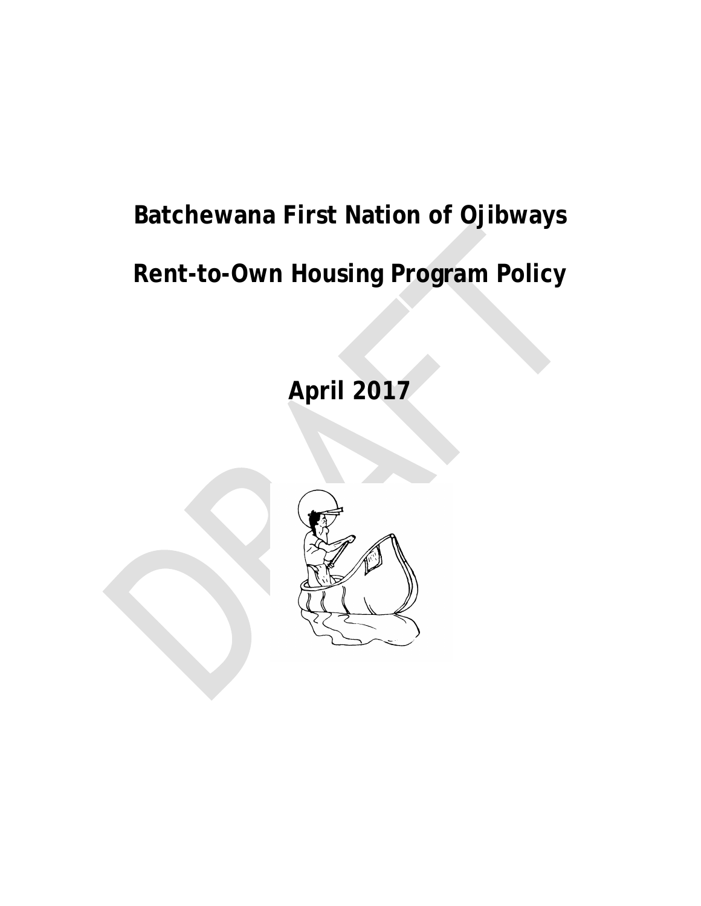# Batchewana First Nation of Ojibways

# Rent-to-Own Housing Program Policy

**April 2017**

DRAFT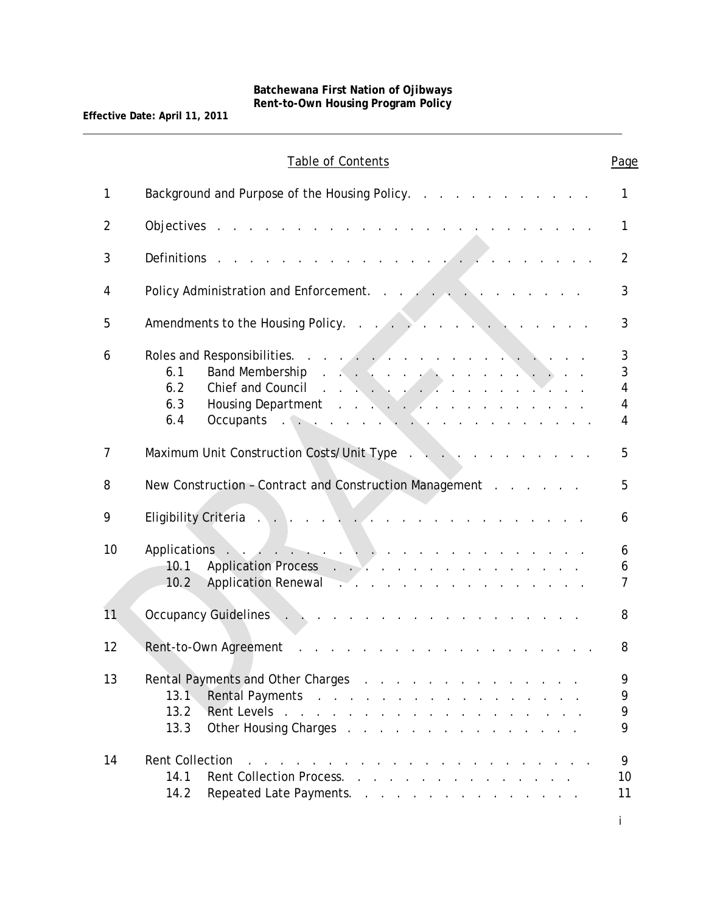**Batchewana First Nation of Ojibways**
**Rent-to-Own Housing Program Policy**

**Effective Date: April 11, 2011**

---

## Table of Contents

| | | Page |
|---|---|---|
| 1 | Background and Purpose of the Housing Policy | 1 |
| 2 | Objectives | 1 |
| 3 | Definitions | 2 |
| 4 | Policy Administration and Enforcement | 3 |
| 5 | Amendments to the Housing Policy | 3 |
| 6 | Roles and Responsibilities | 3 |
| | 6.1 Band Membership | 3 |
| | 6.2 Chief and Council | 4 |
| | 6.3 Housing Department | 4 |
| | 6.4 Occupants | 4 |
| 7 | Maximum Unit Construction Costs/Unit Type | 5 |
| 8 | New Construction – Contract and Construction Management | 5 |
| 9 | Eligibility Criteria | 6 |
| 10 | Applications | 6 |
| | 10.1 Application Process | 6 |
| | 10.2 Application Renewal | 7 |
| 11 | Occupancy Guidelines | 8 |
| 12 | Rent-to-Own Agreement | 8 |
| 13 | Rental Payments and Other Charges | 9 |
| | 13.1 Rental Payments | 9 |
| | 13.2 Rent Levels | 9 |
| | 13.3 Other Housing Charges | 9 |
| 14 | Rent Collection | 9 |
| | 14.1 Rent Collection Process | 10 |
| | 14.2 Repeated Late Payments | 11 |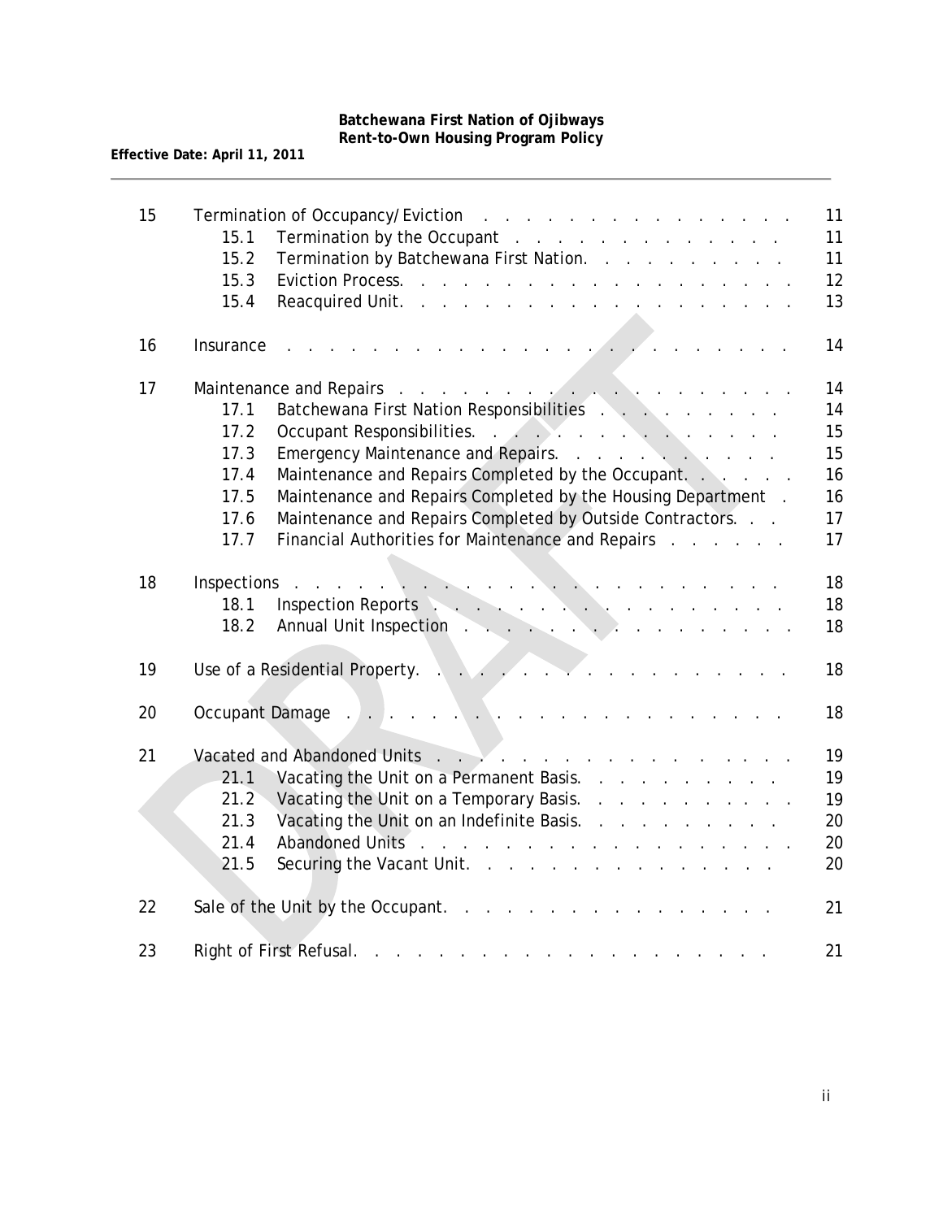| | | | |
|---|---|---|---|
| 15 | Termination of Occupancy/Eviction | | 11 |
| | 15.1 | Termination by the Occupant | 11 |
| | 15.2 | Termination by Batchewana First Nation. | 11 |
| | 15.3 | Eviction Process. | 12 |
| | 15.4 | Reacquired Unit. | 13 |
| 16 | Insurance | | 14 |
| 17 | Maintenance and Repairs | | 14 |
| | 17.1 | Batchewana First Nation Responsibilities | 14 |
| | 17.2 | Occupant Responsibilities. | 15 |
| | 17.3 | Emergency Maintenance and Repairs. | 15 |
| | 17.4 | Maintenance and Repairs Completed by the Occupant. | 16 |
| | 17.5 | Maintenance and Repairs Completed by the Housing Department | 16 |
| | 17.6 | Maintenance and Repairs Completed by Outside Contractors. | 17 |
| | 17.7 | Financial Authorities for Maintenance and Repairs | 17 |
| 18 | Inspections | | 18 |
| | 18.1 | Inspection Reports | 18 |
| | 18.2 | Annual Unit Inspection | 18 |
| 19 | Use of a Residential Property. | | 18 |
| 20 | Occupant Damage | | 18 |
| 21 | Vacated and Abandoned Units | | 19 |
| | 21.1 | Vacating the Unit on a Permanent Basis. | 19 |
| | 21.2 | Vacating the Unit on a Temporary Basis. | 19 |
| | 21.3 | Vacating the Unit on an Indefinite Basis. | 20 |
| | 21.4 | Abandoned Units | 20 |
| | 21.5 | Securing the Vacant Unit. | 20 |
| 22 | Sale of the Unit by the Occupant. | | 21 |
| 23 | Right of First Refusal. | | 21 |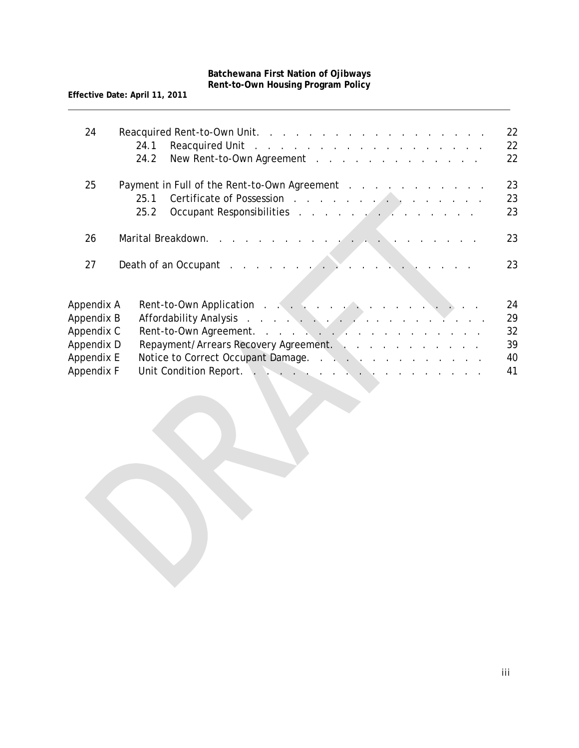| | | |
|---|---|---|
| 24 | Reacquired Rent-to-Own Unit | 22 |
| | 24.1 Reacquired Unit | 22 |
| | 24.2 New Rent-to-Own Agreement | 22 |
| 25 | Payment in Full of the Rent-to-Own Agreement | 23 |
| | 25.1 Certificate of Possession | 23 |
| | 25.2 Occupant Responsibilities | 23 |
| 26 | Marital Breakdown | 23 |
| 27 | Death of an Occupant | 23 |
| Appendix A | Rent-to-Own Application | 24 |
| Appendix B | Affordability Analysis | 29 |
| Appendix C | Rent-to-Own Agreement | 32 |
| Appendix D | Repayment/Arrears Recovery Agreement | 39 |
| Appendix E | Notice to Correct Occupant Damage | 40 |
| Appendix F | Unit Condition Report | 41 |

DRAFT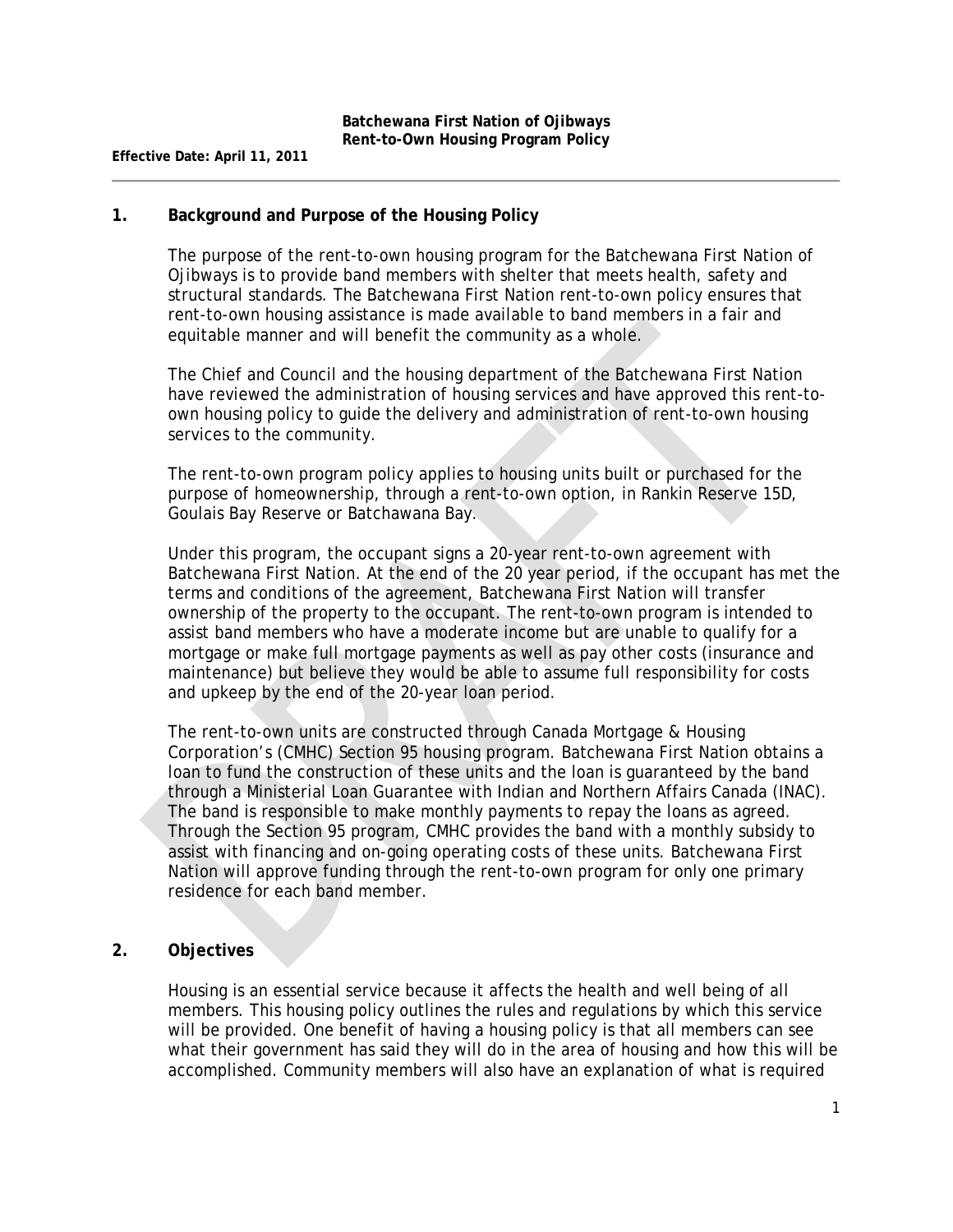**Batchewana First Nation of Ojibways**
**Rent-to-Own Housing Program Policy**

**Effective Date: April 11, 2011**

## 1. Background and Purpose of the Housing Policy

The purpose of the rent-to-own housing program for the Batchewana First Nation of Ojibways is to provide band members with shelter that meets health, safety and structural standards. The Batchewana First Nation rent-to-own policy ensures that rent-to-own housing assistance is made available to band members in a fair and equitable manner and will benefit the community as a whole.

The Chief and Council and the housing department of the Batchewana First Nation have reviewed the administration of housing services and have approved this rent-to-own housing policy to guide the delivery and administration of rent-to-own housing services to the community.

The rent-to-own program policy applies to housing units built or purchased for the purpose of homeownership, through a rent-to-own option, in Rankin Reserve 15D, Goulais Bay Reserve or Batchawana Bay.

Under this program, the occupant signs a 20-year rent-to-own agreement with Batchewana First Nation. At the end of the 20 year period, if the occupant has met the terms and conditions of the agreement, Batchewana First Nation will transfer ownership of the property to the occupant. The rent-to-own program is intended to assist band members who have a moderate income but are unable to qualify for a mortgage or make full mortgage payments as well as pay other costs (insurance and maintenance) but believe they would be able to assume full responsibility for costs and upkeep by the end of the 20-year loan period.

The rent-to-own units are constructed through Canada Mortgage & Housing Corporation's (CMHC) Section 95 housing program. Batchewana First Nation obtains a loan to fund the construction of these units and the loan is guaranteed by the band through a Ministerial Loan Guarantee with Indian and Northern Affairs Canada (INAC). The band is responsible to make monthly payments to repay the loans as agreed. Through the Section 95 program, CMHC provides the band with a monthly subsidy to assist with financing and on-going operating costs of these units. Batchewana First Nation will approve funding through the rent-to-own program for only one primary residence for each band member.

## 2. Objectives

Housing is an essential service because it affects the health and well being of all members. This housing policy outlines the rules and regulations by which this service will be provided. One benefit of having a housing policy is that all members can see what their government has said they will do in the area of housing and how this will be accomplished. Community members will also have an explanation of what is required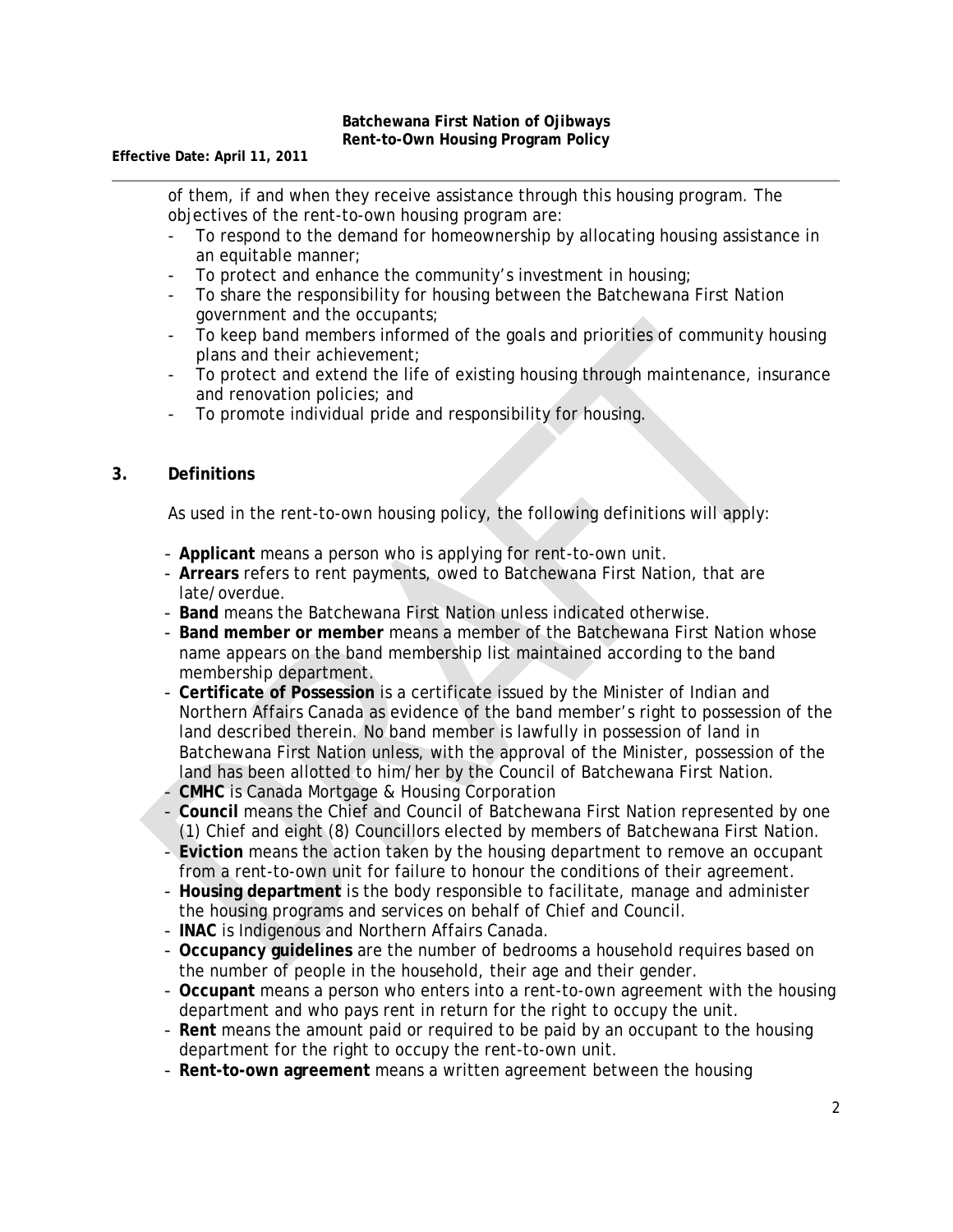of them, if and when they receive assistance through this housing program. The objectives of the rent-to-own housing program are:

- To respond to the demand for homeownership by allocating housing assistance in an equitable manner;
- To protect and enhance the community's investment in housing;
- To share the responsibility for housing between the Batchewana First Nation government and the occupants;
- To keep band members informed of the goals and priorities of community housing plans and their achievement;
- To protect and extend the life of existing housing through maintenance, insurance and renovation policies; and
- To promote individual pride and responsibility for housing.

## 3. Definitions

As used in the rent-to-own housing policy, the following definitions will apply:

- **Applicant** means a person who is applying for rent-to-own unit.
- **Arrears** refers to rent payments, owed to Batchewana First Nation, that are late/overdue.
- **Band** means the Batchewana First Nation unless indicated otherwise.
- **Band member or member** means a member of the Batchewana First Nation whose name appears on the band membership list maintained according to the band membership department.
- **Certificate of Possession** is a certificate issued by the Minister of Indian and Northern Affairs Canada as evidence of the band member's right to possession of the land described therein. No band member is lawfully in possession of land in Batchewana First Nation unless, with the approval of the Minister, possession of the land has been allotted to him/her by the Council of Batchewana First Nation.
- **CMHC** is Canada Mortgage & Housing Corporation
- **Council** means the Chief and Council of Batchewana First Nation represented by one (1) Chief and eight (8) Councillors elected by members of Batchewana First Nation.
- **Eviction** means the action taken by the housing department to remove an occupant from a rent-to-own unit for failure to honour the conditions of their agreement.
- **Housing department** is the body responsible to facilitate, manage and administer the housing programs and services on behalf of Chief and Council.
- **INAC** is Indigenous and Northern Affairs Canada.
- **Occupancy guidelines** are the number of bedrooms a household requires based on the number of people in the household, their age and their gender.
- **Occupant** means a person who enters into a rent-to-own agreement with the housing department and who pays rent in return for the right to occupy the unit.
- **Rent** means the amount paid or required to be paid by an occupant to the housing department for the right to occupy the rent-to-own unit.
- **Rent-to-own agreement** means a written agreement between the housing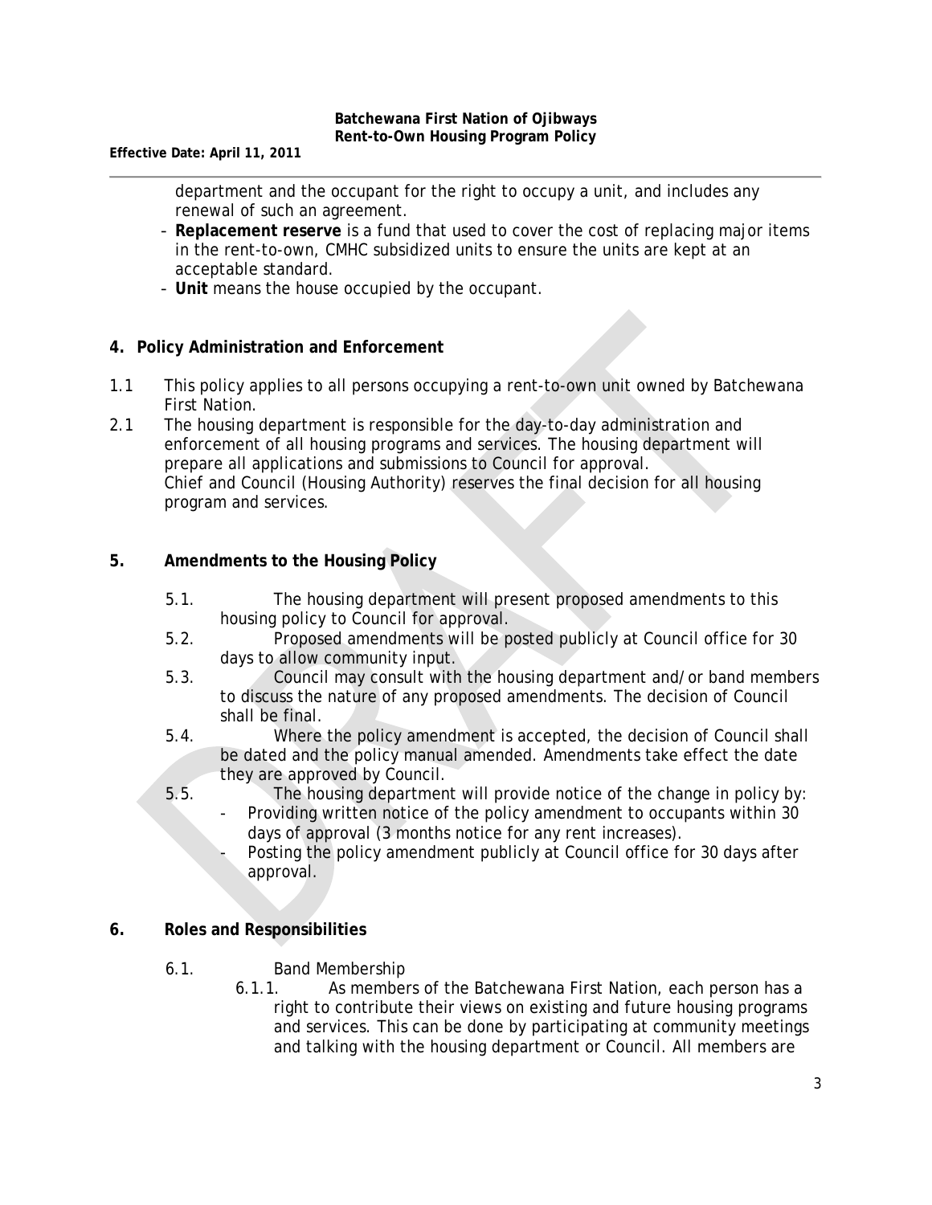department and the occupant for the right to occupy a unit, and includes any renewal of such an agreement.

- **Replacement reserve** is a fund that used to cover the cost of replacing major items in the rent-to-own, CMHC subsidized units to ensure the units are kept at an acceptable standard.
- **Unit** means the house occupied by the occupant.

## 4. Policy Administration and Enforcement

1.1 This policy applies to all persons occupying a rent-to-own unit owned by Batchewana First Nation.

2.1 The housing department is responsible for the day-to-day administration and enforcement of all housing programs and services. The housing department will prepare all applications and submissions to Council for approval.
Chief and Council (Housing Authority) reserves the final decision for all housing program and services.

## 5. Amendments to the Housing Policy

5.1. The housing department will present proposed amendments to this housing policy to Council for approval.

5.2. Proposed amendments will be posted publicly at Council office for 30 days to allow community input.

5.3. Council may consult with the housing department and/or band members to discuss the nature of any proposed amendments. The decision of Council shall be final.

5.4. Where the policy amendment is accepted, the decision of Council shall be dated and the policy manual amended. Amendments take effect the date they are approved by Council.

5.5. The housing department will provide notice of the change in policy by:

- Providing written notice of the policy amendment to occupants within 30 days of approval (3 months notice for any rent increases).
- Posting the policy amendment publicly at Council office for 30 days after approval.

## 6. Roles and Responsibilities

6.1. Band Membership

6.1.1. As members of the Batchewana First Nation, each person has a right to contribute their views on existing and future housing programs and services. This can be done by participating at community meetings and talking with the housing department or Council. All members are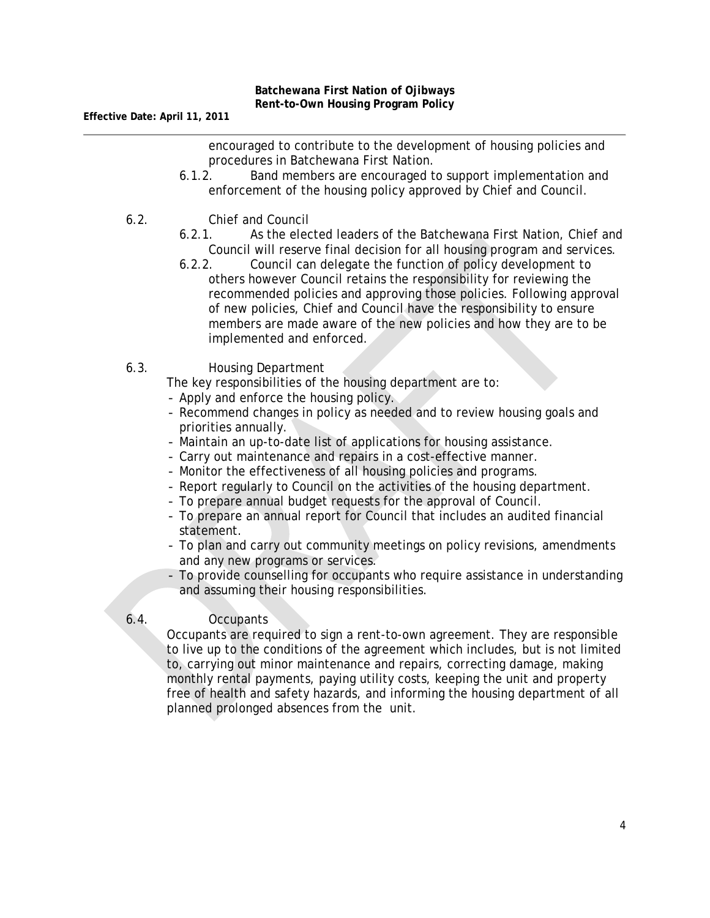encouraged to contribute to the development of housing policies and procedures in Batchewana First Nation.

6.1.2. Band members are encouraged to support implementation and enforcement of the housing policy approved by Chief and Council.

6.2. Chief and Council

6.2.1. As the elected leaders of the Batchewana First Nation, Chief and Council will reserve final decision for all housing program and services.

6.2.2. Council can delegate the function of policy development to others however Council retains the responsibility for reviewing the recommended policies and approving those policies. Following approval of new policies, Chief and Council have the responsibility to ensure members are made aware of the new policies and how they are to be implemented and enforced.

6.3. Housing Department

The key responsibilities of the housing department are to:

- Apply and enforce the housing policy.
- Recommend changes in policy as needed and to review housing goals and priorities annually.
- Maintain an up-to-date list of applications for housing assistance.
- Carry out maintenance and repairs in a cost-effective manner.
- Monitor the effectiveness of all housing policies and programs.
- Report regularly to Council on the activities of the housing department.
- To prepare annual budget requests for the approval of Council.
- To prepare an annual report for Council that includes an audited financial statement.
- To plan and carry out community meetings on policy revisions, amendments and any new programs or services.
- To provide counselling for occupants who require assistance in understanding and assuming their housing responsibilities.

6.4. Occupants

Occupants are required to sign a rent-to-own agreement. They are responsible to live up to the conditions of the agreement which includes, but is not limited to, carrying out minor maintenance and repairs, correcting damage, making monthly rental payments, paying utility costs, keeping the unit and property free of health and safety hazards, and informing the housing department of all planned prolonged absences from the unit.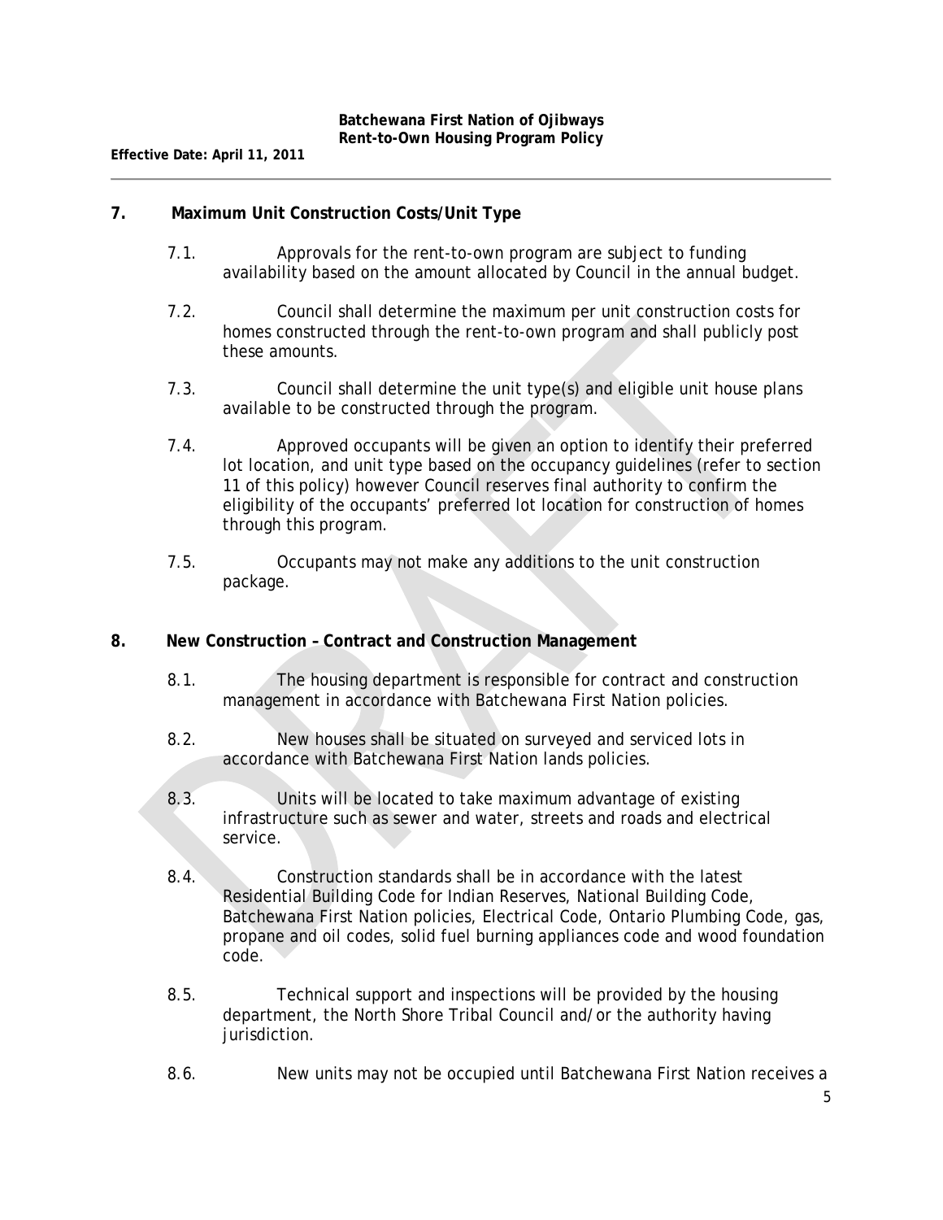## 7. Maximum Unit Construction Costs/Unit Type

7.1. Approvals for the rent-to-own program are subject to funding availability based on the amount allocated by Council in the annual budget.

7.2. Council shall determine the maximum per unit construction costs for homes constructed through the rent-to-own program and shall publicly post these amounts.

7.3. Council shall determine the unit type(s) and eligible unit house plans available to be constructed through the program.

7.4. Approved occupants will be given an option to identify their preferred lot location, and unit type based on the occupancy guidelines (refer to section 11 of this policy) however Council reserves final authority to confirm the eligibility of the occupants' preferred lot location for construction of homes through this program.

7.5. Occupants may not make any additions to the unit construction package.

## 8. New Construction – Contract and Construction Management

8.1. The housing department is responsible for contract and construction management in accordance with Batchewana First Nation policies.

8.2. New houses shall be situated on surveyed and serviced lots in accordance with Batchewana First Nation lands policies.

8.3. Units will be located to take maximum advantage of existing infrastructure such as sewer and water, streets and roads and electrical service.

8.4. Construction standards shall be in accordance with the latest Residential Building Code for Indian Reserves, National Building Code, Batchewana First Nation policies, Electrical Code, Ontario Plumbing Code, gas, propane and oil codes, solid fuel burning appliances code and wood foundation code.

8.5. Technical support and inspections will be provided by the housing department, the North Shore Tribal Council and/or the authority having jurisdiction.

8.6. New units may not be occupied until Batchewana First Nation receives a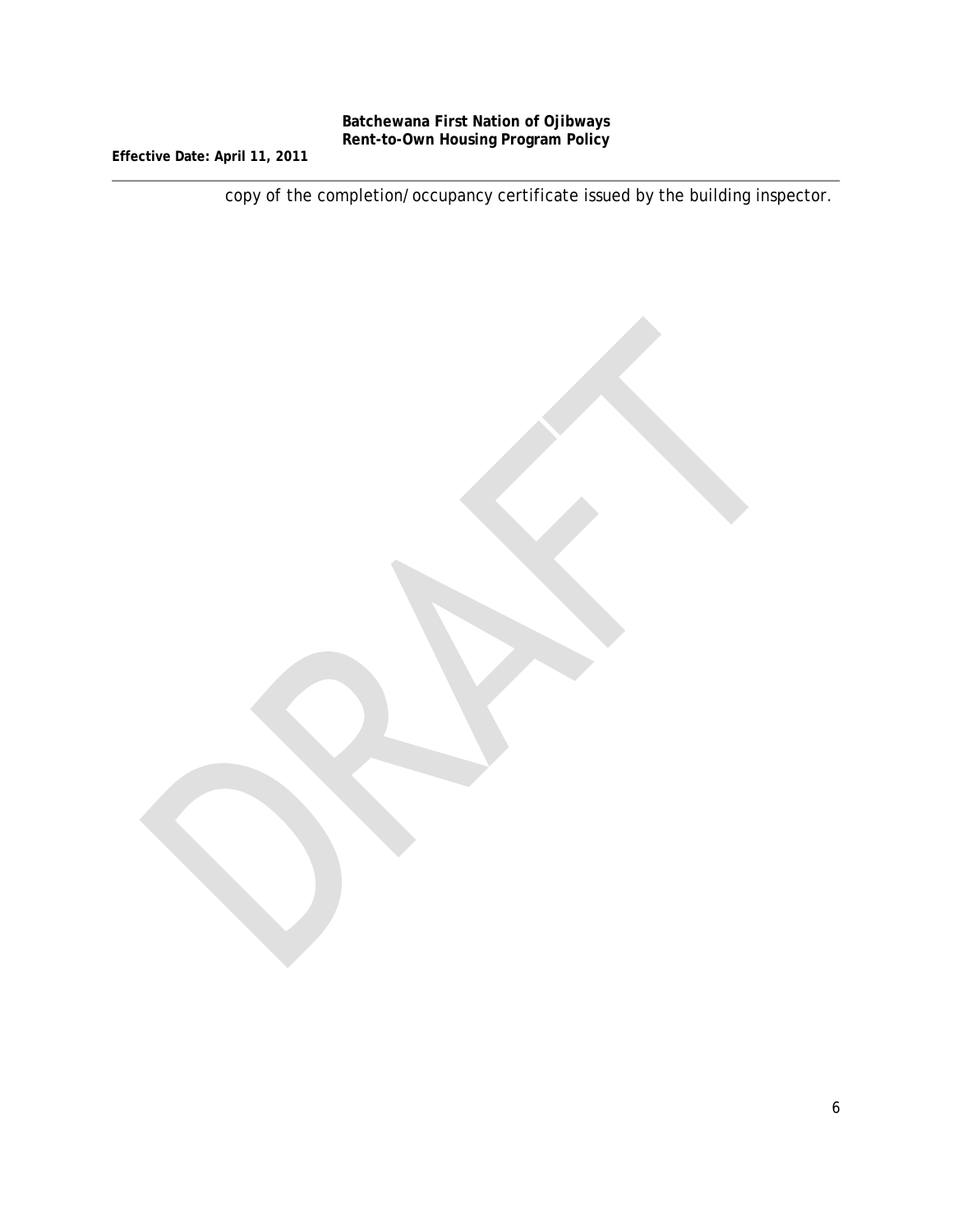copy of the completion/occupancy certificate issued by the building inspector.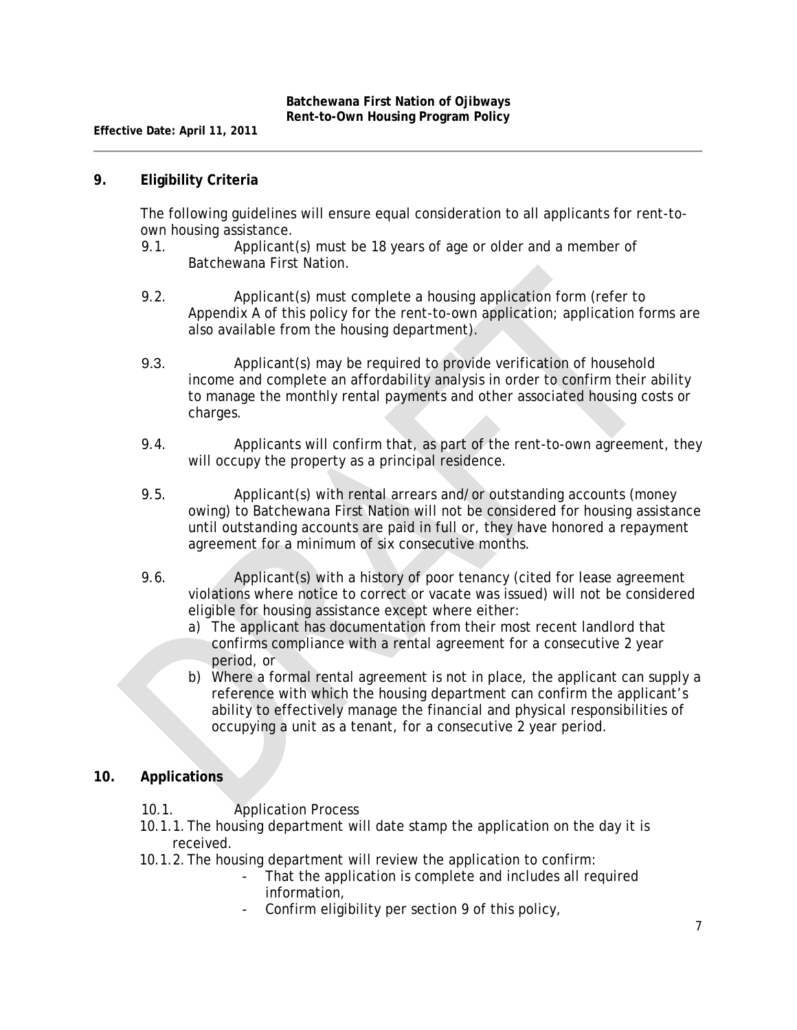## 9. Eligibility Criteria

The following guidelines will ensure equal consideration to all applicants for rent-to-own housing assistance.

9.1. Applicant(s) must be 18 years of age or older and a member of Batchewana First Nation.

9.2. Applicant(s) must complete a housing application form (refer to Appendix A of this policy for the rent-to-own application; application forms are also available from the housing department).

9.3. Applicant(s) may be required to provide verification of household income and complete an affordability analysis in order to confirm their ability to manage the monthly rental payments and other associated housing costs or charges.

9.4. Applicants will confirm that, as part of the rent-to-own agreement, they will occupy the property as a principal residence.

9.5. Applicant(s) with rental arrears and/or outstanding accounts (money owing) to Batchewana First Nation will not be considered for housing assistance until outstanding accounts are paid in full or, they have honored a repayment agreement for a minimum of six consecutive months.

9.6. Applicant(s) with a history of poor tenancy (cited for lease agreement violations where notice to correct or vacate was issued) will not be considered eligible for housing assistance except where either:

a) The applicant has documentation from their most recent landlord that confirms compliance with a rental agreement for a consecutive 2 year period, or

b) Where a formal rental agreement is not in place, the applicant can supply a reference with which the housing department can confirm the applicant's ability to effectively manage the financial and physical responsibilities of occupying a unit as a tenant, for a consecutive 2 year period.

## 10. Applications

10.1. Application Process

10.1.1. The housing department will date stamp the application on the day it is received.

10.1.2. The housing department will review the application to confirm:

- That the application is complete and includes all required information,
- Confirm eligibility per section 9 of this policy,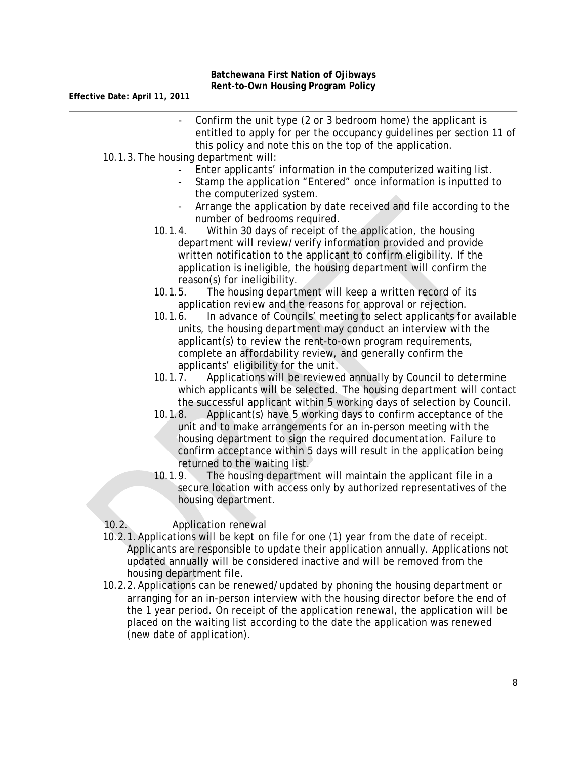- Confirm the unit type (2 or 3 bedroom home) the applicant is entitled to apply for per the occupancy guidelines per section 11 of this policy and note this on the top of the application.

10.1.3. The housing department will:

- Enter applicants' information in the computerized waiting list.
- Stamp the application "Entered" once information is inputted to the computerized system.
- Arrange the application by date received and file according to the number of bedrooms required.

10.1.4. Within 30 days of receipt of the application, the housing department will review/verify information provided and provide written notification to the applicant to confirm eligibility. If the application is ineligible, the housing department will confirm the reason(s) for ineligibility.

10.1.5. The housing department will keep a written record of its application review and the reasons for approval or rejection.

10.1.6. In advance of Councils' meeting to select applicants for available units, the housing department may conduct an interview with the applicant(s) to review the rent-to-own program requirements, complete an affordability review, and generally confirm the applicants' eligibility for the unit.

10.1.7. Applications will be reviewed annually by Council to determine which applicants will be selected. The housing department will contact the successful applicant within 5 working days of selection by Council.

10.1.8. Applicant(s) have 5 working days to confirm acceptance of the unit and to make arrangements for an in-person meeting with the housing department to sign the required documentation. Failure to confirm acceptance within 5 days will result in the application being returned to the waiting list.

10.1.9. The housing department will maintain the applicant file in a secure location with access only by authorized representatives of the housing department.

10.2. Application renewal

10.2.1. Applications will be kept on file for one (1) year from the date of receipt. Applicants are responsible to update their application annually. Applications not updated annually will be considered inactive and will be removed from the housing department file.

10.2.2. Applications can be renewed/updated by phoning the housing department or arranging for an in-person interview with the housing director before the end of the 1 year period. On receipt of the application renewal, the application will be placed on the waiting list according to the date the application was renewed (new date of application).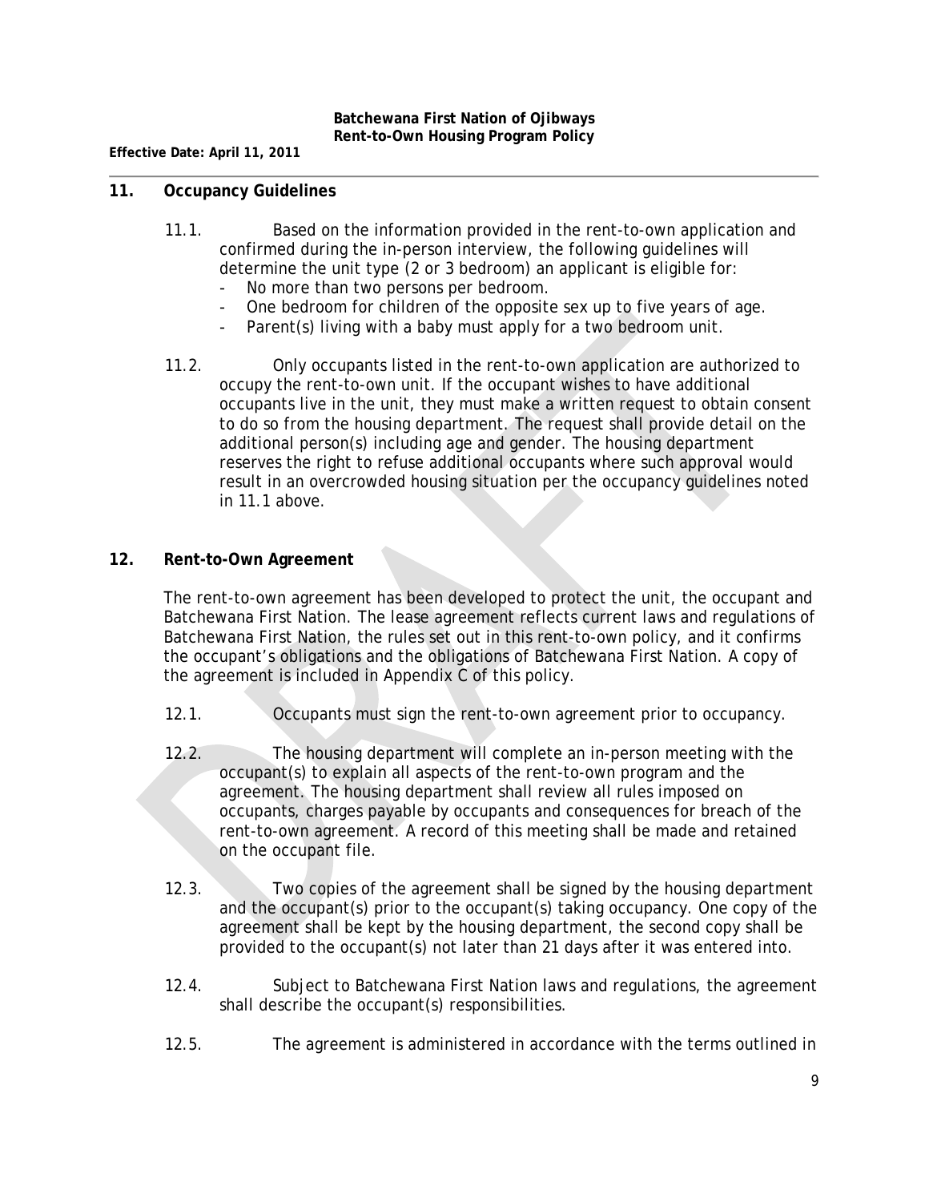## 11. Occupancy Guidelines

11.1. Based on the information provided in the rent-to-own application and confirmed during the in-person interview, the following guidelines will determine the unit type (2 or 3 bedroom) an applicant is eligible for:

- No more than two persons per bedroom.
- One bedroom for children of the opposite sex up to five years of age.
- Parent(s) living with a baby must apply for a two bedroom unit.

11.2. Only occupants listed in the rent-to-own application are authorized to occupy the rent-to-own unit. If the occupant wishes to have additional occupants live in the unit, they must make a written request to obtain consent to do so from the housing department. The request shall provide detail on the additional person(s) including age and gender. The housing department reserves the right to refuse additional occupants where such approval would result in an overcrowded housing situation per the occupancy guidelines noted in 11.1 above.

## 12. Rent-to-Own Agreement

The rent-to-own agreement has been developed to protect the unit, the occupant and Batchewana First Nation. The lease agreement reflects current laws and regulations of Batchewana First Nation, the rules set out in this rent-to-own policy, and it confirms the occupant's obligations and the obligations of Batchewana First Nation. A copy of the agreement is included in Appendix C of this policy.

12.1. Occupants must sign the rent-to-own agreement prior to occupancy.

12.2. The housing department will complete an in-person meeting with the occupant(s) to explain all aspects of the rent-to-own program and the agreement. The housing department shall review all rules imposed on occupants, charges payable by occupants and consequences for breach of the rent-to-own agreement. A record of this meeting shall be made and retained on the occupant file.

12.3. Two copies of the agreement shall be signed by the housing department and the occupant(s) prior to the occupant(s) taking occupancy. One copy of the agreement shall be kept by the housing department, the second copy shall be provided to the occupant(s) not later than 21 days after it was entered into.

12.4. Subject to Batchewana First Nation laws and regulations, the agreement shall describe the occupant(s) responsibilities.

12.5. The agreement is administered in accordance with the terms outlined in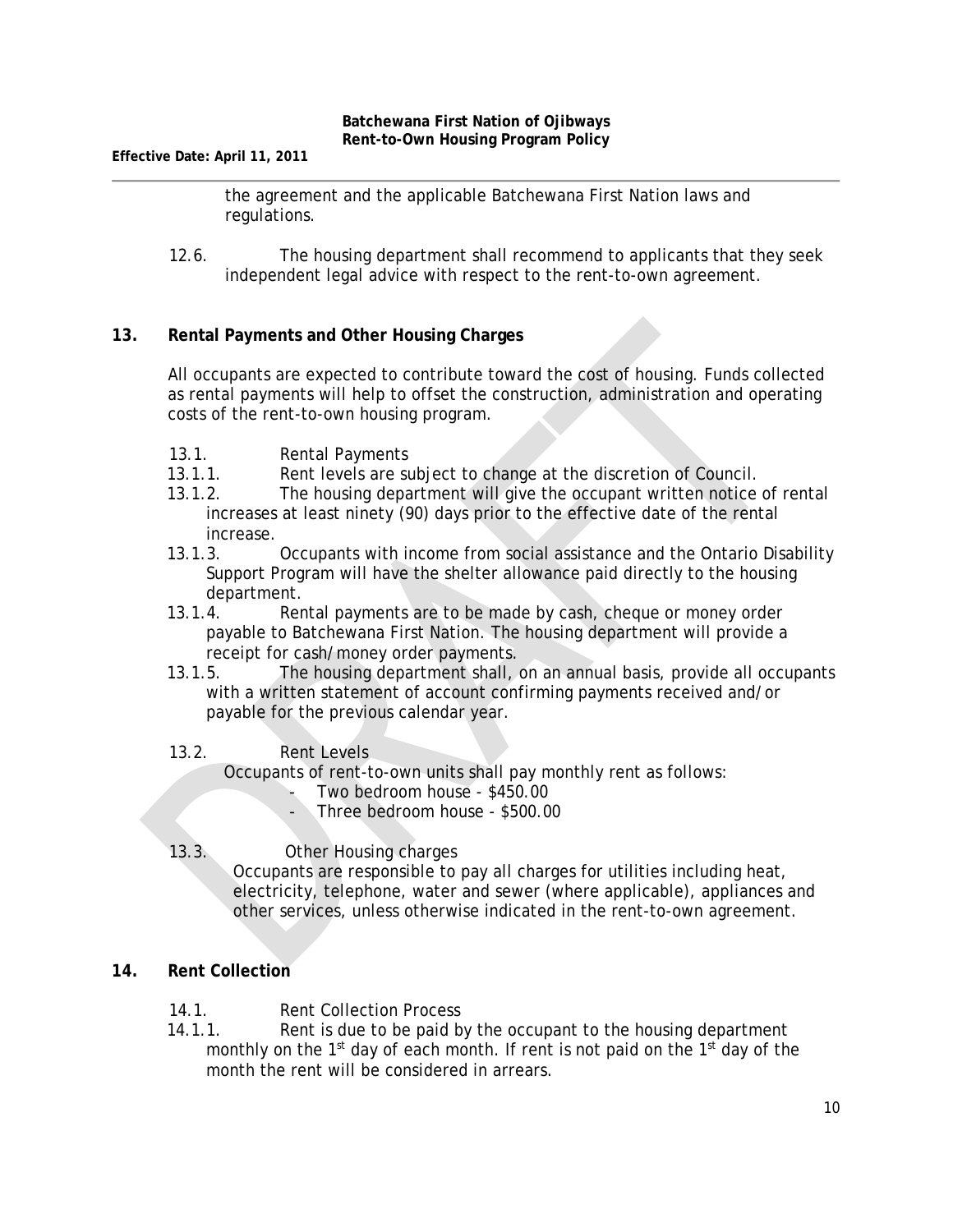the agreement and the applicable Batchewana First Nation laws and regulations.

12.6. The housing department shall recommend to applicants that they seek independent legal advice with respect to the rent-to-own agreement.

## 13. Rental Payments and Other Housing Charges

All occupants are expected to contribute toward the cost of housing. Funds collected as rental payments will help to offset the construction, administration and operating costs of the rent-to-own housing program.

13.1. Rental Payments

13.1.1. Rent levels are subject to change at the discretion of Council.

13.1.2. The housing department will give the occupant written notice of rental increases at least ninety (90) days prior to the effective date of the rental increase.

13.1.3. Occupants with income from social assistance and the Ontario Disability Support Program will have the shelter allowance paid directly to the housing department.

13.1.4. Rental payments are to be made by cash, cheque or money order payable to Batchewana First Nation. The housing department will provide a receipt for cash/money order payments.

13.1.5. The housing department shall, on an annual basis, provide all occupants with a written statement of account confirming payments received and/or payable for the previous calendar year.

13.2. Rent Levels

Occupants of rent-to-own units shall pay monthly rent as follows:

- Two bedroom house - $450.00
- Three bedroom house - $500.00

13.3. Other Housing charges

Occupants are responsible to pay all charges for utilities including heat, electricity, telephone, water and sewer (where applicable), appliances and other services, unless otherwise indicated in the rent-to-own agreement.

## 14. Rent Collection

14.1. Rent Collection Process

14.1.1. Rent is due to be paid by the occupant to the housing department monthly on the 1st day of each month. If rent is not paid on the 1st day of the month the rent will be considered in arrears.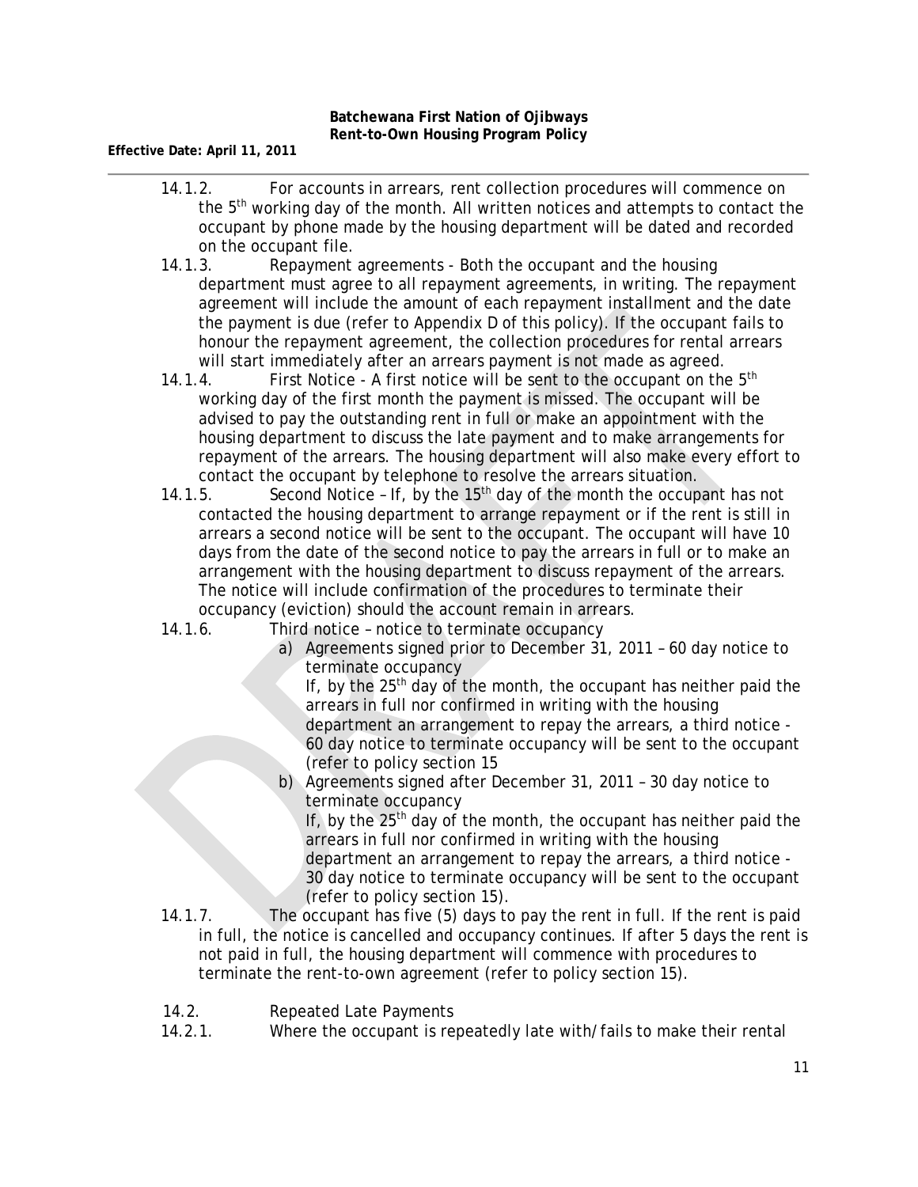14.1.2. For accounts in arrears, rent collection procedures will commence on the 5th working day of the month. All written notices and attempts to contact the occupant by phone made by the housing department will be dated and recorded on the occupant file.

14.1.3. Repayment agreements - Both the occupant and the housing department must agree to all repayment agreements, in writing. The repayment agreement will include the amount of each repayment installment and the date the payment is due (refer to Appendix D of this policy). If the occupant fails to honour the repayment agreement, the collection procedures for rental arrears will start immediately after an arrears payment is not made as agreed.

14.1.4. First Notice - A first notice will be sent to the occupant on the 5th working day of the first month the payment is missed. The occupant will be advised to pay the outstanding rent in full or make an appointment with the housing department to discuss the late payment and to make arrangements for repayment of the arrears. The housing department will also make every effort to contact the occupant by telephone to resolve the arrears situation.

14.1.5. Second Notice – If, by the 15th day of the month the occupant has not contacted the housing department to arrange repayment or if the rent is still in arrears a second notice will be sent to the occupant. The occupant will have 10 days from the date of the second notice to pay the arrears in full or to make an arrangement with the housing department to discuss repayment of the arrears. The notice will include confirmation of the procedures to terminate their occupancy (eviction) should the account remain in arrears.

14.1.6. Third notice – notice to terminate occupancy

a) Agreements signed prior to December 31, 2011 – 60 day notice to terminate occupancy
If, by the 25th day of the month, the occupant has neither paid the arrears in full nor confirmed in writing with the housing department an arrangement to repay the arrears, a third notice - 60 day notice to terminate occupancy will be sent to the occupant (refer to policy section 15

b) Agreements signed after December 31, 2011 – 30 day notice to terminate occupancy
If, by the 25th day of the month, the occupant has neither paid the arrears in full nor confirmed in writing with the housing department an arrangement to repay the arrears, a third notice - 30 day notice to terminate occupancy will be sent to the occupant (refer to policy section 15).

14.1.7. The occupant has five (5) days to pay the rent in full. If the rent is paid in full, the notice is cancelled and occupancy continues. If after 5 days the rent is not paid in full, the housing department will commence with procedures to terminate the rent-to-own agreement (refer to policy section 15).

14.2. Repeated Late Payments

14.2.1. Where the occupant is repeatedly late with/fails to make their rental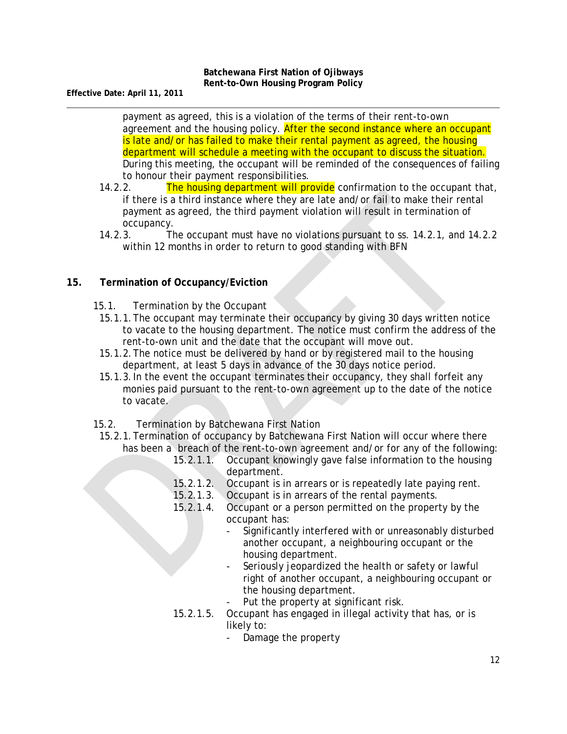payment as agreed, this is a violation of the terms of their rent-to-own agreement and the housing policy. After the second instance where an occupant is late and/or has failed to make their rental payment as agreed, the housing department will schedule a meeting with the occupant to discuss the situation. During this meeting, the occupant will be reminded of the consequences of failing to honour their payment responsibilities.

14.2.2. The housing department will provide confirmation to the occupant that, if there is a third instance where they are late and/or fail to make their rental payment as agreed, the third payment violation will result in termination of occupancy.

14.2.3. The occupant must have no violations pursuant to ss. 14.2.1, and 14.2.2 within 12 months in order to return to good standing with BFN

## 15. Termination of Occupancy/Eviction

15.1. Termination by the Occupant

15.1.1. The occupant may terminate their occupancy by giving 30 days written notice to vacate to the housing department. The notice must confirm the address of the rent-to-own unit and the date that the occupant will move out.

15.1.2. The notice must be delivered by hand or by registered mail to the housing department, at least 5 days in advance of the 30 days notice period.

15.1.3. In the event the occupant terminates their occupancy, they shall forfeit any monies paid pursuant to the rent-to-own agreement up to the date of the notice to vacate.

15.2. Termination by Batchewana First Nation

15.2.1. Termination of occupancy by Batchewana First Nation will occur where there has been a breach of the rent-to-own agreement and/or for any of the following:

15.2.1.1. Occupant knowingly gave false information to the housing department.

15.2.1.2. Occupant is in arrears or is repeatedly late paying rent.

15.2.1.3. Occupant is in arrears of the rental payments.

15.2.1.4. Occupant or a person permitted on the property by the occupant has:

- Significantly interfered with or unreasonably disturbed another occupant, a neighbouring occupant or the housing department.
- Seriously jeopardized the health or safety or lawful right of another occupant, a neighbouring occupant or the housing department.
- Put the property at significant risk.

15.2.1.5. Occupant has engaged in illegal activity that has, or is likely to:

- Damage the property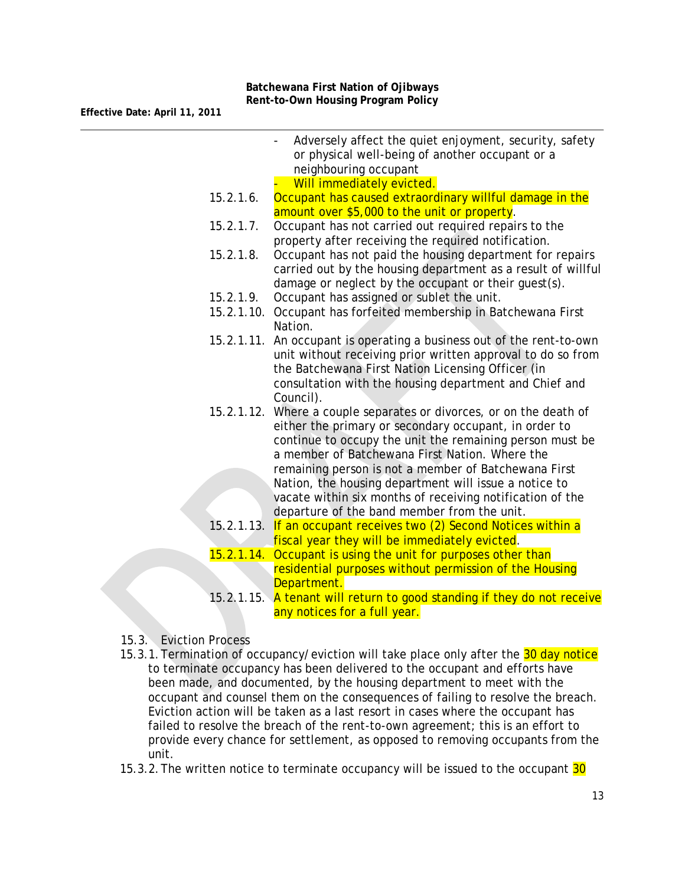- Adversely affect the quiet enjoyment, security, safety or physical well-being of another occupant or a neighbouring occupant
- Will immediately evicted.

15.2.1.6. Occupant has caused extraordinary willful damage in the amount over $5,000 to the unit or property.

15.2.1.7. Occupant has not carried out required repairs to the property after receiving the required notification.

15.2.1.8. Occupant has not paid the housing department for repairs carried out by the housing department as a result of willful damage or neglect by the occupant or their guest(s).

15.2.1.9. Occupant has assigned or sublet the unit.

15.2.1.10. Occupant has forfeited membership in Batchewana First Nation.

15.2.1.11. An occupant is operating a business out of the rent-to-own unit without receiving prior written approval to do so from the Batchewana First Nation Licensing Officer (in consultation with the housing department and Chief and Council).

15.2.1.12. Where a couple separates or divorces, or on the death of either the primary or secondary occupant, in order to continue to occupy the unit the remaining person must be a member of Batchewana First Nation. Where the remaining person is not a member of Batchewana First Nation, the housing department will issue a notice to vacate within six months of receiving notification of the departure of the band member from the unit.

15.2.1.13. If an occupant receives two (2) Second Notices within a fiscal year they will be immediately evicted.

15.2.1.14. Occupant is using the unit for purposes other than residential purposes without permission of the Housing Department.

15.2.1.15. A tenant will return to good standing if they do not receive any notices for a full year.

## 15.3. Eviction Process

15.3.1. Termination of occupancy/eviction will take place only after the 30 day notice to terminate occupancy has been delivered to the occupant and efforts have been made, and documented, by the housing department to meet with the occupant and counsel them on the consequences of failing to resolve the breach. Eviction action will be taken as a last resort in cases where the occupant has failed to resolve the breach of the rent-to-own agreement; this is an effort to provide every chance for settlement, as opposed to removing occupants from the unit.

15.3.2. The written notice to terminate occupancy will be issued to the occupant 30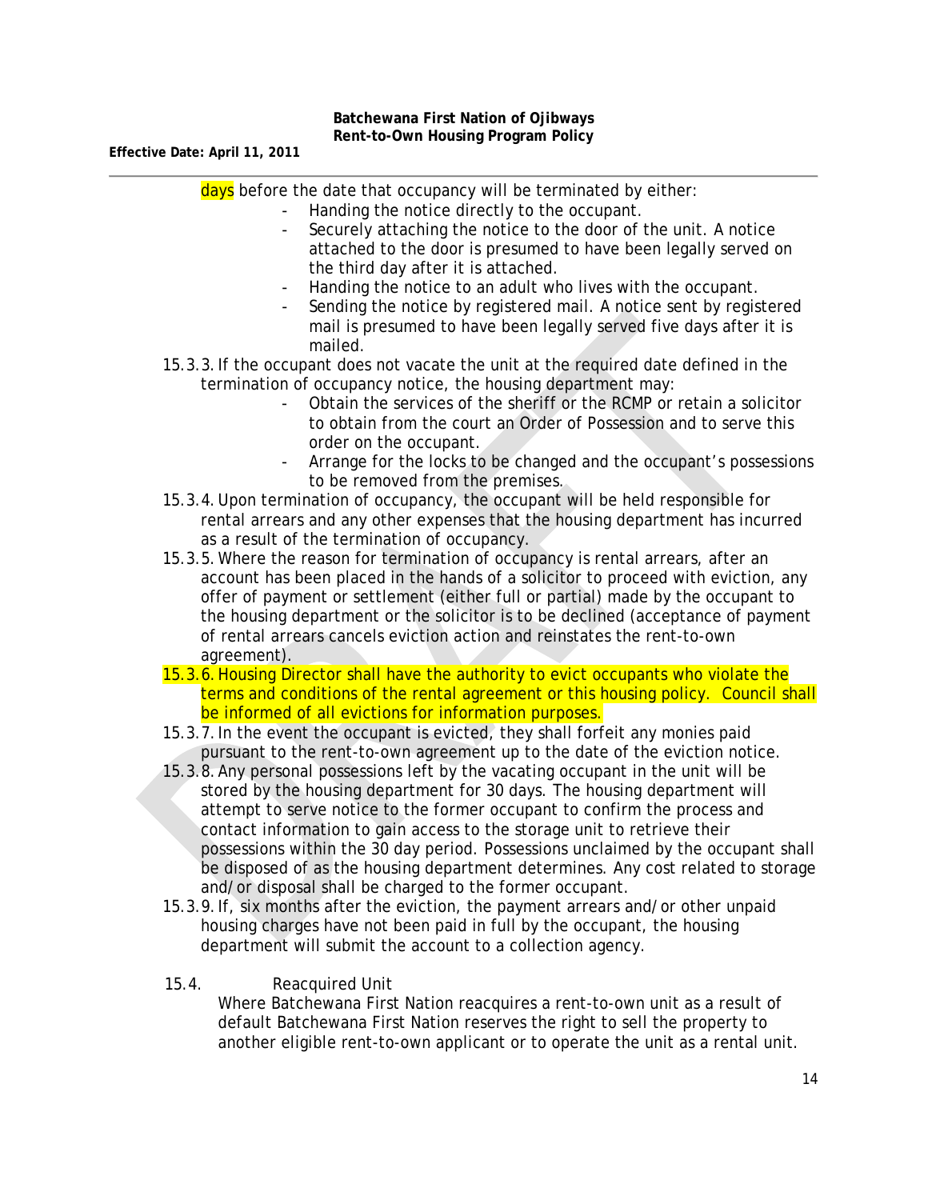days before the date that occupancy will be terminated by either:

- Handing the notice directly to the occupant.
- Securely attaching the notice to the door of the unit. A notice attached to the door is presumed to have been legally served on the third day after it is attached.
- Handing the notice to an adult who lives with the occupant.
- Sending the notice by registered mail. A notice sent by registered mail is presumed to have been legally served five days after it is mailed.

15.3.3. If the occupant does not vacate the unit at the required date defined in the termination of occupancy notice, the housing department may:

- Obtain the services of the sheriff or the RCMP or retain a solicitor to obtain from the court an Order of Possession and to serve this order on the occupant.
- Arrange for the locks to be changed and the occupant's possessions to be removed from the premises.

15.3.4. Upon termination of occupancy, the occupant will be held responsible for rental arrears and any other expenses that the housing department has incurred as a result of the termination of occupancy.

15.3.5. Where the reason for termination of occupancy is rental arrears, after an account has been placed in the hands of a solicitor to proceed with eviction, any offer of payment or settlement (either full or partial) made by the occupant to the housing department or the solicitor is to be declined (acceptance of payment of rental arrears cancels eviction action and reinstates the rent-to-own agreement).

15.3.6. Housing Director shall have the authority to evict occupants who violate the terms and conditions of the rental agreement or this housing policy. Council shall be informed of all evictions for information purposes.

15.3.7. In the event the occupant is evicted, they shall forfeit any monies paid pursuant to the rent-to-own agreement up to the date of the eviction notice.

15.3.8. Any personal possessions left by the vacating occupant in the unit will be stored by the housing department for 30 days. The housing department will attempt to serve notice to the former occupant to confirm the process and contact information to gain access to the storage unit to retrieve their possessions within the 30 day period. Possessions unclaimed by the occupant shall be disposed of as the housing department determines. Any cost related to storage and/or disposal shall be charged to the former occupant.

15.3.9. If, six months after the eviction, the payment arrears and/or other unpaid housing charges have not been paid in full by the occupant, the housing department will submit the account to a collection agency.

15.4. Reacquired Unit

Where Batchewana First Nation reacquires a rent-to-own unit as a result of default Batchewana First Nation reserves the right to sell the property to another eligible rent-to-own applicant or to operate the unit as a rental unit.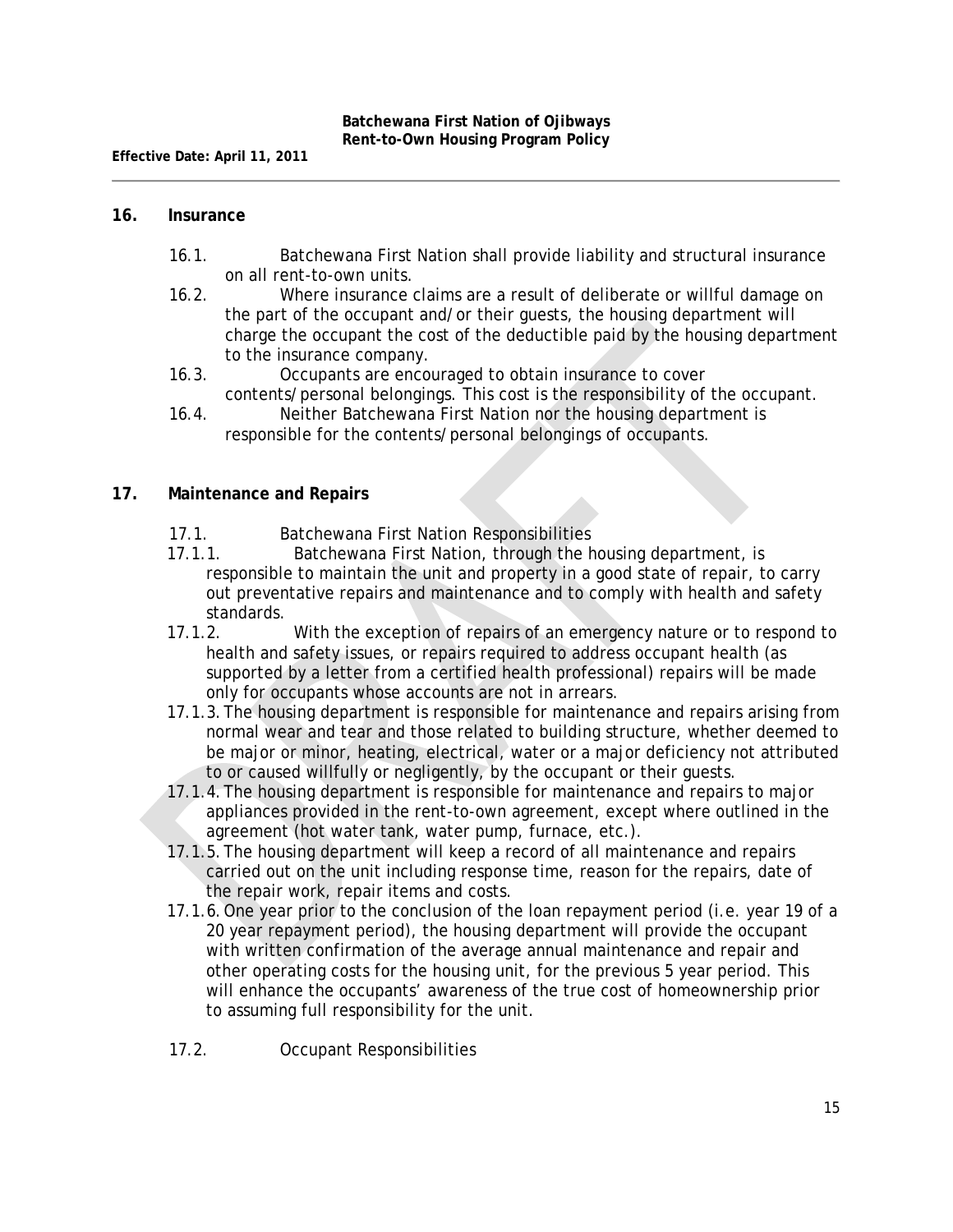## 16. Insurance

16.1. Batchewana First Nation shall provide liability and structural insurance on all rent-to-own units.

16.2. Where insurance claims are a result of deliberate or willful damage on the part of the occupant and/or their guests, the housing department will charge the occupant the cost of the deductible paid by the housing department to the insurance company.

16.3. Occupants are encouraged to obtain insurance to cover contents/personal belongings. This cost is the responsibility of the occupant.

16.4. Neither Batchewana First Nation nor the housing department is responsible for the contents/personal belongings of occupants.

## 17. Maintenance and Repairs

17.1. Batchewana First Nation Responsibilities

17.1.1. Batchewana First Nation, through the housing department, is responsible to maintain the unit and property in a good state of repair, to carry out preventative repairs and maintenance and to comply with health and safety standards.

17.1.2. With the exception of repairs of an emergency nature or to respond to health and safety issues, or repairs required to address occupant health (as supported by a letter from a certified health professional) repairs will be made only for occupants whose accounts are not in arrears.

17.1.3. The housing department is responsible for maintenance and repairs arising from normal wear and tear and those related to building structure, whether deemed to be major or minor, heating, electrical, water or a major deficiency not attributed to or caused willfully or negligently, by the occupant or their guests.

17.1.4. The housing department is responsible for maintenance and repairs to major appliances provided in the rent-to-own agreement, except where outlined in the agreement (hot water tank, water pump, furnace, etc.).

17.1.5. The housing department will keep a record of all maintenance and repairs carried out on the unit including response time, reason for the repairs, date of the repair work, repair items and costs.

17.1.6. One year prior to the conclusion of the loan repayment period (i.e. year 19 of a 20 year repayment period), the housing department will provide the occupant with written confirmation of the average annual maintenance and repair and other operating costs for the housing unit, for the previous 5 year period. This will enhance the occupants' awareness of the true cost of homeownership prior to assuming full responsibility for the unit.

17.2. Occupant Responsibilities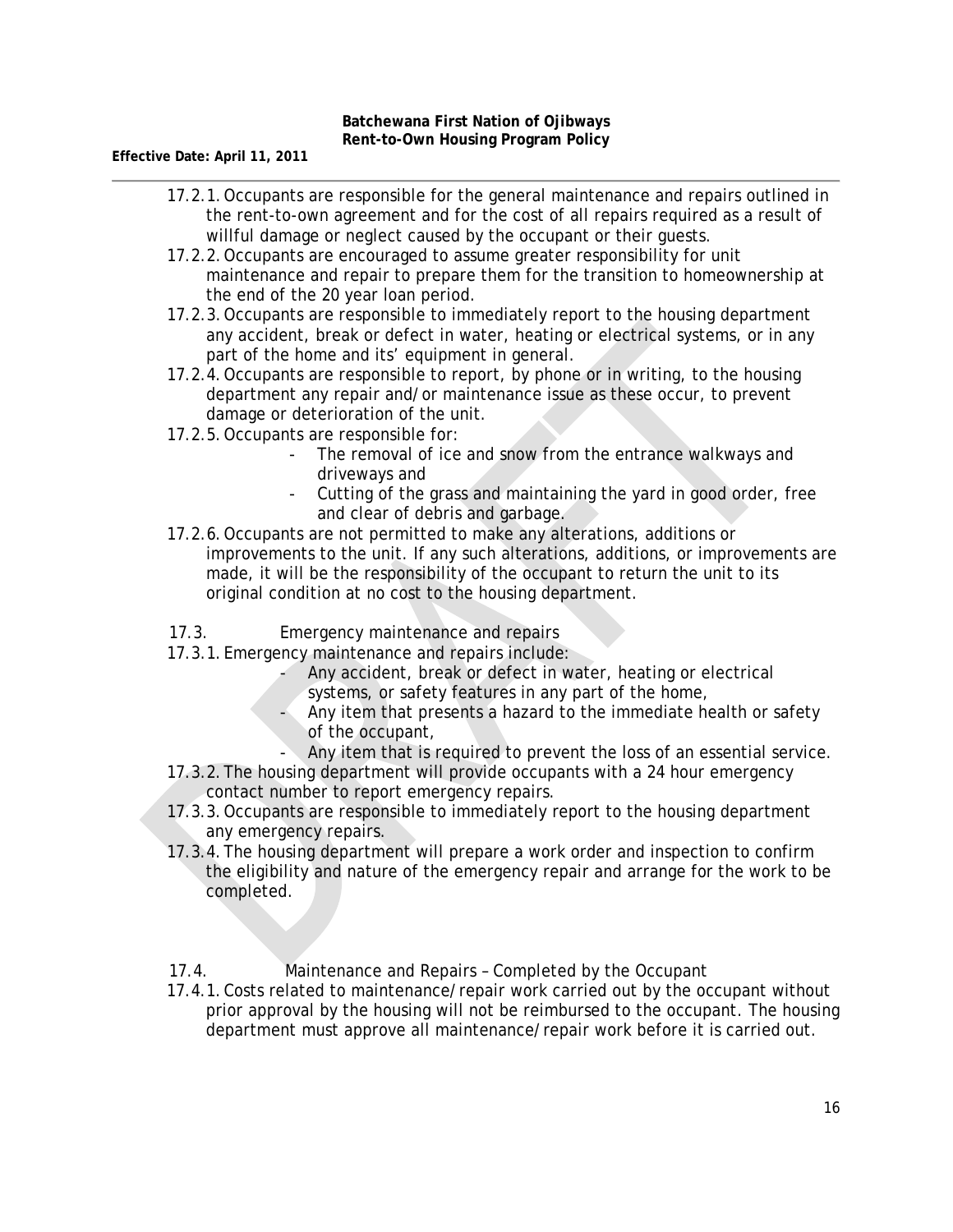17.2.1. Occupants are responsible for the general maintenance and repairs outlined in the rent-to-own agreement and for the cost of all repairs required as a result of willful damage or neglect caused by the occupant or their guests.

17.2.2. Occupants are encouraged to assume greater responsibility for unit maintenance and repair to prepare them for the transition to homeownership at the end of the 20 year loan period.

17.2.3. Occupants are responsible to immediately report to the housing department any accident, break or defect in water, heating or electrical systems, or in any part of the home and its' equipment in general.

17.2.4. Occupants are responsible to report, by phone or in writing, to the housing department any repair and/or maintenance issue as these occur, to prevent damage or deterioration of the unit.

17.2.5. Occupants are responsible for:

- The removal of ice and snow from the entrance walkways and driveways and
- Cutting of the grass and maintaining the yard in good order, free and clear of debris and garbage.

17.2.6. Occupants are not permitted to make any alterations, additions or improvements to the unit. If any such alterations, additions, or improvements are made, it will be the responsibility of the occupant to return the unit to its original condition at no cost to the housing department.

17.3. Emergency maintenance and repairs

17.3.1. Emergency maintenance and repairs include:

- Any accident, break or defect in water, heating or electrical systems, or safety features in any part of the home,
- Any item that presents a hazard to the immediate health or safety of the occupant,
- Any item that is required to prevent the loss of an essential service.

17.3.2. The housing department will provide occupants with a 24 hour emergency contact number to report emergency repairs.

17.3.3. Occupants are responsible to immediately report to the housing department any emergency repairs.

17.3.4. The housing department will prepare a work order and inspection to confirm the eligibility and nature of the emergency repair and arrange for the work to be completed.

17.4. Maintenance and Repairs – Completed by the Occupant

17.4.1. Costs related to maintenance/repair work carried out by the occupant without prior approval by the housing will not be reimbursed to the occupant. The housing department must approve all maintenance/repair work before it is carried out.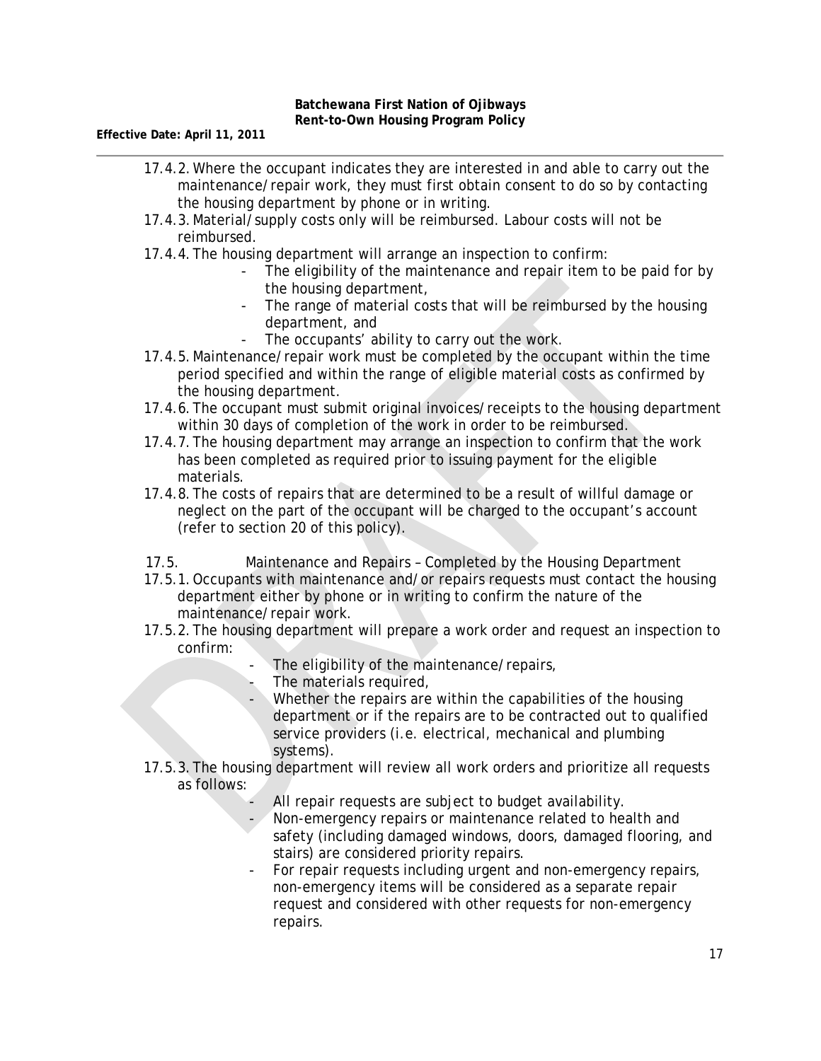17.4.2. Where the occupant indicates they are interested in and able to carry out the maintenance/repair work, they must first obtain consent to do so by contacting the housing department by phone or in writing.

17.4.3. Material/supply costs only will be reimbursed. Labour costs will not be reimbursed.

17.4.4. The housing department will arrange an inspection to confirm:

- The eligibility of the maintenance and repair item to be paid for by the housing department,
- The range of material costs that will be reimbursed by the housing department, and
- The occupants' ability to carry out the work.

17.4.5. Maintenance/repair work must be completed by the occupant within the time period specified and within the range of eligible material costs as confirmed by the housing department.

17.4.6. The occupant must submit original invoices/receipts to the housing department within 30 days of completion of the work in order to be reimbursed.

17.4.7. The housing department may arrange an inspection to confirm that the work has been completed as required prior to issuing payment for the eligible materials.

17.4.8. The costs of repairs that are determined to be a result of willful damage or neglect on the part of the occupant will be charged to the occupant's account (refer to section 20 of this policy).

17.5. Maintenance and Repairs – Completed by the Housing Department

17.5.1. Occupants with maintenance and/or repairs requests must contact the housing department either by phone or in writing to confirm the nature of the maintenance/repair work.

17.5.2. The housing department will prepare a work order and request an inspection to confirm:

- The eligibility of the maintenance/repairs,
- The materials required,
- Whether the repairs are within the capabilities of the housing department or if the repairs are to be contracted out to qualified service providers (i.e. electrical, mechanical and plumbing systems).

17.5.3. The housing department will review all work orders and prioritize all requests as follows:

- All repair requests are subject to budget availability.
- Non-emergency repairs or maintenance related to health and safety (including damaged windows, doors, damaged flooring, and stairs) are considered priority repairs.
- For repair requests including urgent and non-emergency repairs, non-emergency items will be considered as a separate repair request and considered with other requests for non-emergency repairs.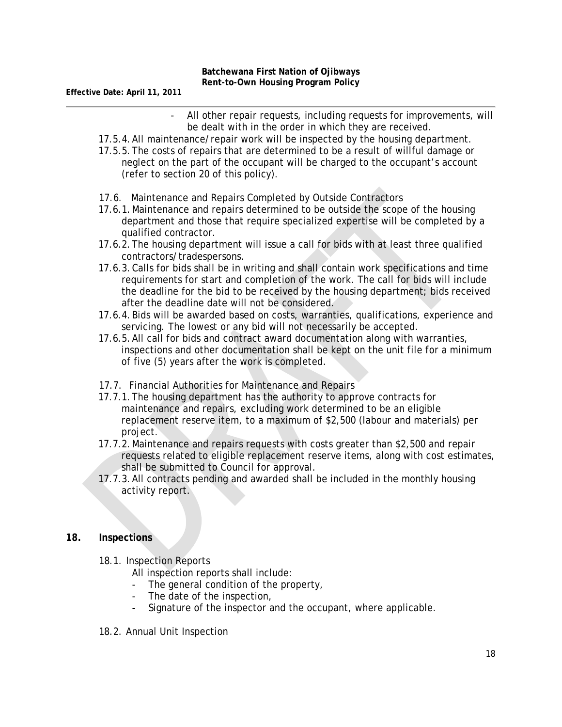- All other repair requests, including requests for improvements, will be dealt with in the order in which they are received.

17.5.4. All maintenance/repair work will be inspected by the housing department.

17.5.5. The costs of repairs that are determined to be a result of willful damage or neglect on the part of the occupant will be charged to the occupant's account (refer to section 20 of this policy).

17.6. Maintenance and Repairs Completed by Outside Contractors

17.6.1. Maintenance and repairs determined to be outside the scope of the housing department and those that require specialized expertise will be completed by a qualified contractor.

17.6.2. The housing department will issue a call for bids with at least three qualified contractors/tradespersons.

17.6.3. Calls for bids shall be in writing and shall contain work specifications and time requirements for start and completion of the work. The call for bids will include the deadline for the bid to be received by the housing department; bids received after the deadline date will not be considered.

17.6.4. Bids will be awarded based on costs, warranties, qualifications, experience and servicing. The lowest or any bid will not necessarily be accepted.

17.6.5. All call for bids and contract award documentation along with warranties, inspections and other documentation shall be kept on the unit file for a minimum of five (5) years after the work is completed.

17.7. Financial Authorities for Maintenance and Repairs

17.7.1. The housing department has the authority to approve contracts for maintenance and repairs, excluding work determined to be an eligible replacement reserve item, to a maximum of $2,500 (labour and materials) per project.

17.7.2. Maintenance and repairs requests with costs greater than $2,500 and repair requests related to eligible replacement reserve items, along with cost estimates, shall be submitted to Council for approval.

17.7.3. All contracts pending and awarded shall be included in the monthly housing activity report.

## 18. Inspections

18.1. Inspection Reports

All inspection reports shall include:

- The general condition of the property,
- The date of the inspection,
- Signature of the inspector and the occupant, where applicable.

18.2. Annual Unit Inspection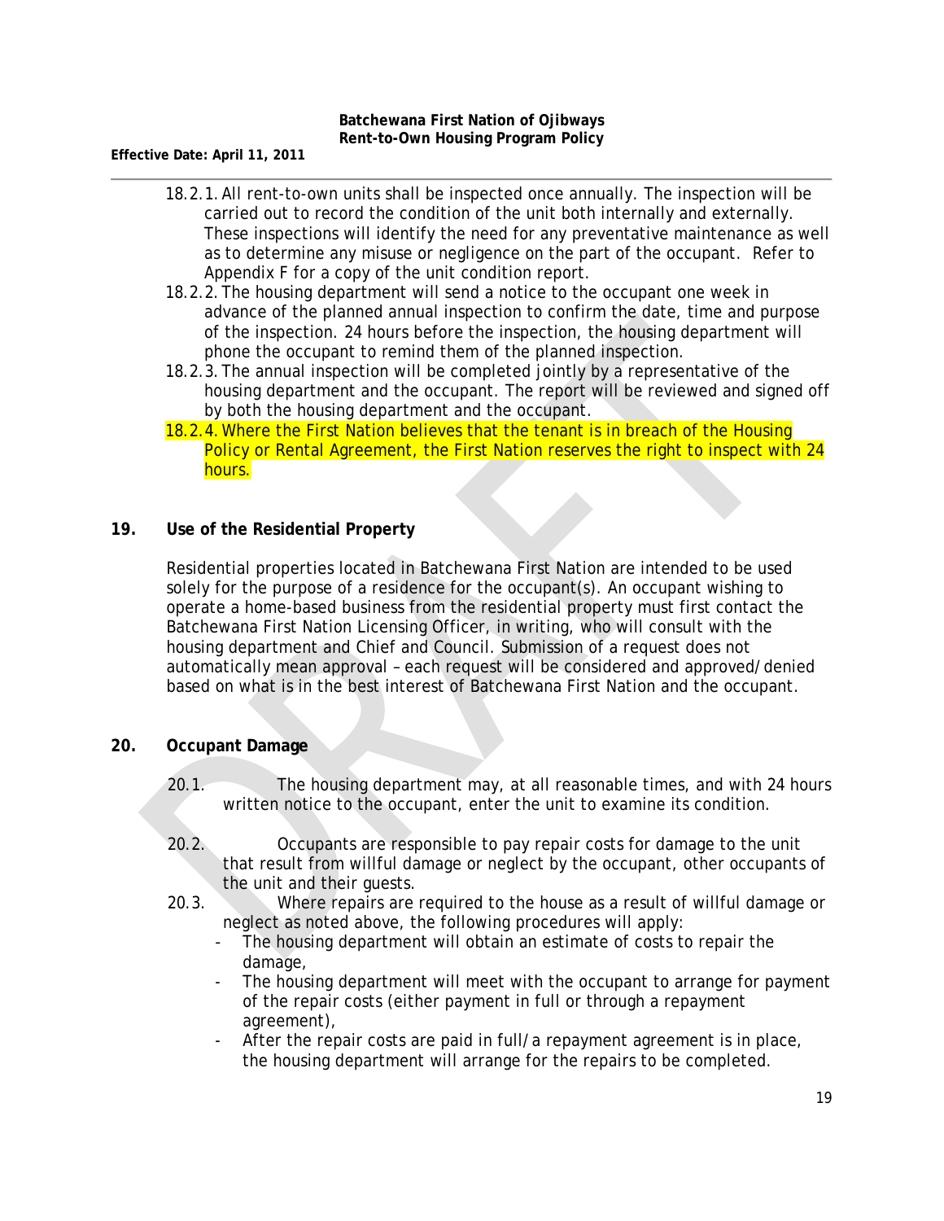18.2.1. All rent-to-own units shall be inspected once annually. The inspection will be carried out to record the condition of the unit both internally and externally. These inspections will identify the need for any preventative maintenance as well as to determine any misuse or negligence on the part of the occupant. Refer to Appendix F for a copy of the unit condition report.

18.2.2. The housing department will send a notice to the occupant one week in advance of the planned annual inspection to confirm the date, time and purpose of the inspection. 24 hours before the inspection, the housing department will phone the occupant to remind them of the planned inspection.

18.2.3. The annual inspection will be completed jointly by a representative of the housing department and the occupant. The report will be reviewed and signed off by both the housing department and the occupant.

18.2.4. Where the First Nation believes that the tenant is in breach of the Housing Policy or Rental Agreement, the First Nation reserves the right to inspect with 24 hours.

## 19. Use of the Residential Property

Residential properties located in Batchewana First Nation are intended to be used solely for the purpose of a residence for the occupant(s). An occupant wishing to operate a home-based business from the residential property must first contact the Batchewana First Nation Licensing Officer, in writing, who will consult with the housing department and Chief and Council. Submission of a request does not automatically mean approval – each request will be considered and approved/denied based on what is in the best interest of Batchewana First Nation and the occupant.

## 20. Occupant Damage

20.1. The housing department may, at all reasonable times, and with 24 hours written notice to the occupant, enter the unit to examine its condition.

20.2. Occupants are responsible to pay repair costs for damage to the unit that result from willful damage or neglect by the occupant, other occupants of the unit and their guests.

20.3. Where repairs are required to the house as a result of willful damage or neglect as noted above, the following procedures will apply:

- The housing department will obtain an estimate of costs to repair the damage,
- The housing department will meet with the occupant to arrange for payment of the repair costs (either payment in full or through a repayment agreement),
- After the repair costs are paid in full/a repayment agreement is in place, the housing department will arrange for the repairs to be completed.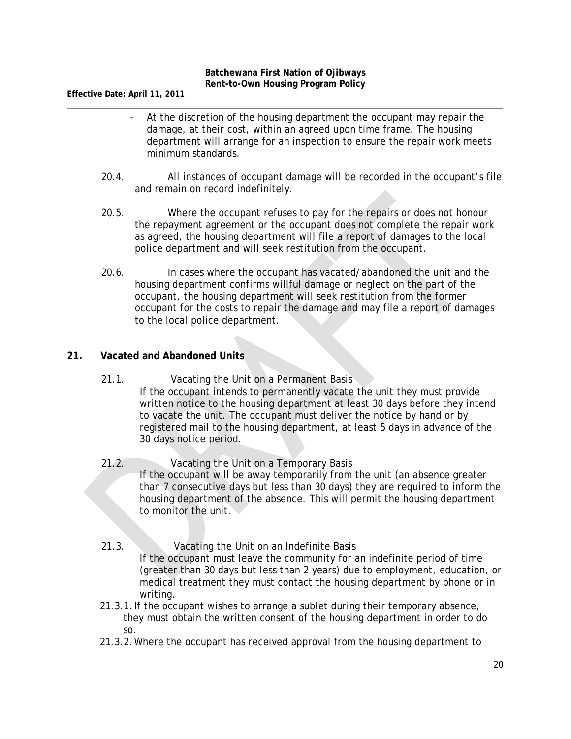- At the discretion of the housing department the occupant may repair the damage, at their cost, within an agreed upon time frame. The housing department will arrange for an inspection to ensure the repair work meets minimum standards.

20.4. All instances of occupant damage will be recorded in the occupant's file and remain on record indefinitely.

20.5. Where the occupant refuses to pay for the repairs or does not honour the repayment agreement or the occupant does not complete the repair work as agreed, the housing department will file a report of damages to the local police department and will seek restitution from the occupant.

20.6. In cases where the occupant has vacated/abandoned the unit and the housing department confirms willful damage or neglect on the part of the occupant, the housing department will seek restitution from the former occupant for the costs to repair the damage and may file a report of damages to the local police department.

## 21. Vacated and Abandoned Units

21.1. Vacating the Unit on a Permanent Basis

If the occupant intends to permanently vacate the unit they must provide written notice to the housing department at least 30 days before they intend to vacate the unit. The occupant must deliver the notice by hand or by registered mail to the housing department, at least 5 days in advance of the 30 days notice period.

21.2. Vacating the Unit on a Temporary Basis

If the occupant will be away temporarily from the unit (an absence greater than 7 consecutive days but less than 30 days) they are required to inform the housing department of the absence. This will permit the housing department to monitor the unit.

21.3. Vacating the Unit on an Indefinite Basis

If the occupant must leave the community for an indefinite period of time (greater than 30 days but less than 2 years) due to employment, education, or medical treatment they must contact the housing department by phone or in writing.

21.3.1. If the occupant wishes to arrange a sublet during their temporary absence, they must obtain the written consent of the housing department in order to do so.

21.3.2. Where the occupant has received approval from the housing department to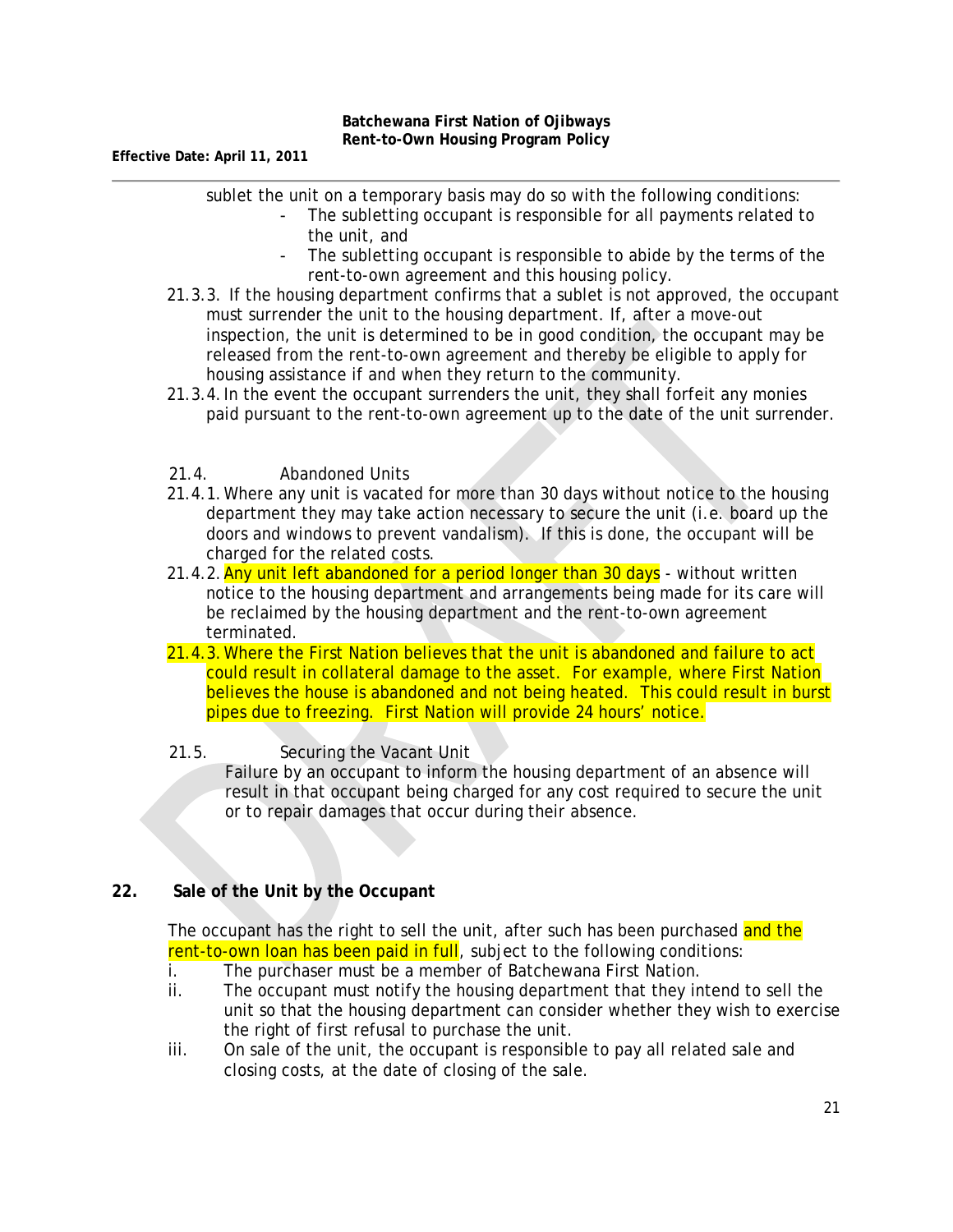sublet the unit on a temporary basis may do so with the following conditions:

- The subletting occupant is responsible for all payments related to the unit, and
- The subletting occupant is responsible to abide by the terms of the rent-to-own agreement and this housing policy.

21.3.3. If the housing department confirms that a sublet is not approved, the occupant must surrender the unit to the housing department. If, after a move-out inspection, the unit is determined to be in good condition, the occupant may be released from the rent-to-own agreement and thereby be eligible to apply for housing assistance if and when they return to the community.

21.3.4. In the event the occupant surrenders the unit, they shall forfeit any monies paid pursuant to the rent-to-own agreement up to the date of the unit surrender.

21.4. Abandoned Units

21.4.1. Where any unit is vacated for more than 30 days without notice to the housing department they may take action necessary to secure the unit (i.e. board up the doors and windows to prevent vandalism). If this is done, the occupant will be charged for the related costs.

21.4.2. Any unit left abandoned for a period longer than 30 days - without written notice to the housing department and arrangements being made for its care will be reclaimed by the housing department and the rent-to-own agreement terminated.

21.4.3. Where the First Nation believes that the unit is abandoned and failure to act could result in collateral damage to the asset. For example, where First Nation believes the house is abandoned and not being heated. This could result in burst pipes due to freezing. First Nation will provide 24 hours' notice.

21.5. Securing the Vacant Unit

Failure by an occupant to inform the housing department of an absence will result in that occupant being charged for any cost required to secure the unit or to repair damages that occur during their absence.

## 22. Sale of the Unit by the Occupant

The occupant has the right to sell the unit, after such has been purchased and the rent-to-own loan has been paid in full, subject to the following conditions:

i. The purchaser must be a member of Batchewana First Nation.

ii. The occupant must notify the housing department that they intend to sell the unit so that the housing department can consider whether they wish to exercise the right of first refusal to purchase the unit.

iii. On sale of the unit, the occupant is responsible to pay all related sale and closing costs, at the date of closing of the sale.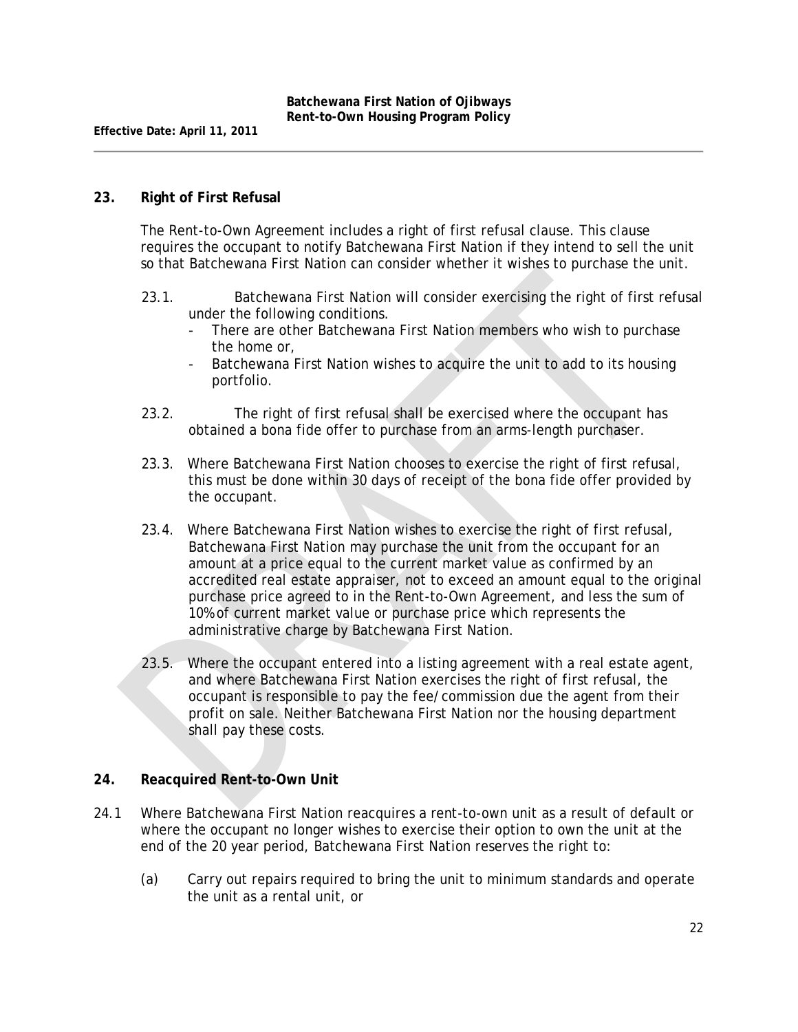## 23. Right of First Refusal

The Rent-to-Own Agreement includes a right of first refusal clause. This clause requires the occupant to notify Batchewana First Nation if they intend to sell the unit so that Batchewana First Nation can consider whether it wishes to purchase the unit.

23.1. Batchewana First Nation will consider exercising the right of first refusal under the following conditions.

- There are other Batchewana First Nation members who wish to purchase the home or,
- Batchewana First Nation wishes to acquire the unit to add to its housing portfolio.

23.2. The right of first refusal shall be exercised where the occupant has obtained a bona fide offer to purchase from an arms-length purchaser.

23.3. Where Batchewana First Nation chooses to exercise the right of first refusal, this must be done within 30 days of receipt of the bona fide offer provided by the occupant.

23.4. Where Batchewana First Nation wishes to exercise the right of first refusal, Batchewana First Nation may purchase the unit from the occupant for an amount at a price equal to the current market value as confirmed by an accredited real estate appraiser, not to exceed an amount equal to the original purchase price agreed to in the Rent-to-Own Agreement, and less the sum of 10% of current market value or purchase price which represents the administrative charge by Batchewana First Nation.

23.5. Where the occupant entered into a listing agreement with a real estate agent, and where Batchewana First Nation exercises the right of first refusal, the occupant is responsible to pay the fee/commission due the agent from their profit on sale. Neither Batchewana First Nation nor the housing department shall pay these costs.

## 24. Reacquired Rent-to-Own Unit

24.1 Where Batchewana First Nation reacquires a rent-to-own unit as a result of default or where the occupant no longer wishes to exercise their option to own the unit at the end of the 20 year period, Batchewana First Nation reserves the right to:

(a) Carry out repairs required to bring the unit to minimum standards and operate the unit as a rental unit, or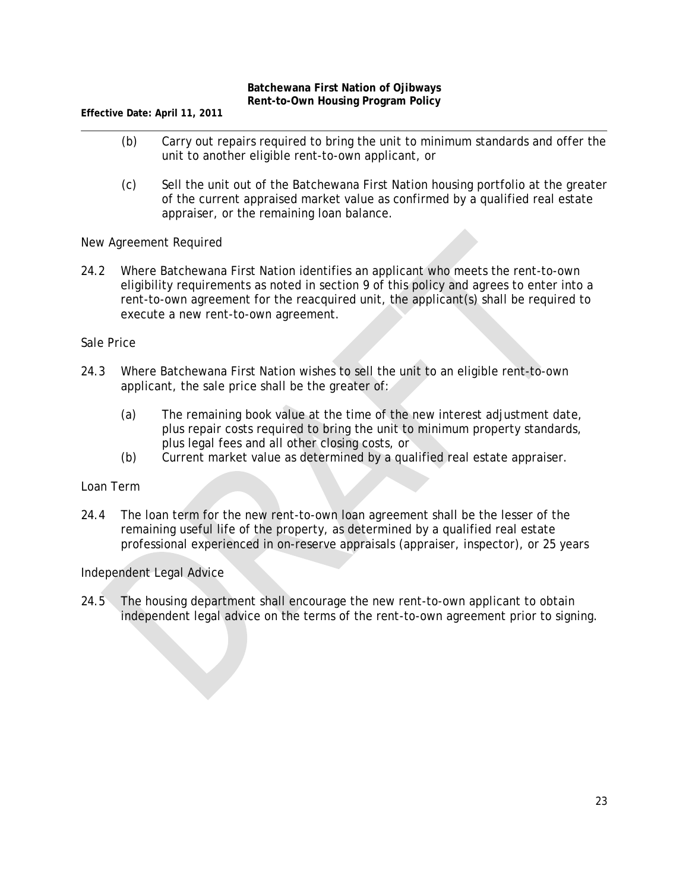(b) Carry out repairs required to bring the unit to minimum standards and offer the unit to another eligible rent-to-own applicant, or

(c) Sell the unit out of the Batchewana First Nation housing portfolio at the greater of the current appraised market value as confirmed by a qualified real estate appraiser, or the remaining loan balance.

New Agreement Required

24.2 Where Batchewana First Nation identifies an applicant who meets the rent-to-own eligibility requirements as noted in section 9 of this policy and agrees to enter into a rent-to-own agreement for the reacquired unit, the applicant(s) shall be required to execute a new rent-to-own agreement.

Sale Price

24.3 Where Batchewana First Nation wishes to sell the unit to an eligible rent-to-own applicant, the sale price shall be the greater of:

(a) The remaining book value at the time of the new interest adjustment date, plus repair costs required to bring the unit to minimum property standards, plus legal fees and all other closing costs, or
(b) Current market value as determined by a qualified real estate appraiser.

Loan Term

24.4 The loan term for the new rent-to-own loan agreement shall be the lesser of the remaining useful life of the property, as determined by a qualified real estate professional experienced in on-reserve appraisals (appraiser, inspector), or 25 years

Independent Legal Advice

24.5 The housing department shall encourage the new rent-to-own applicant to obtain independent legal advice on the terms of the rent-to-own agreement prior to signing.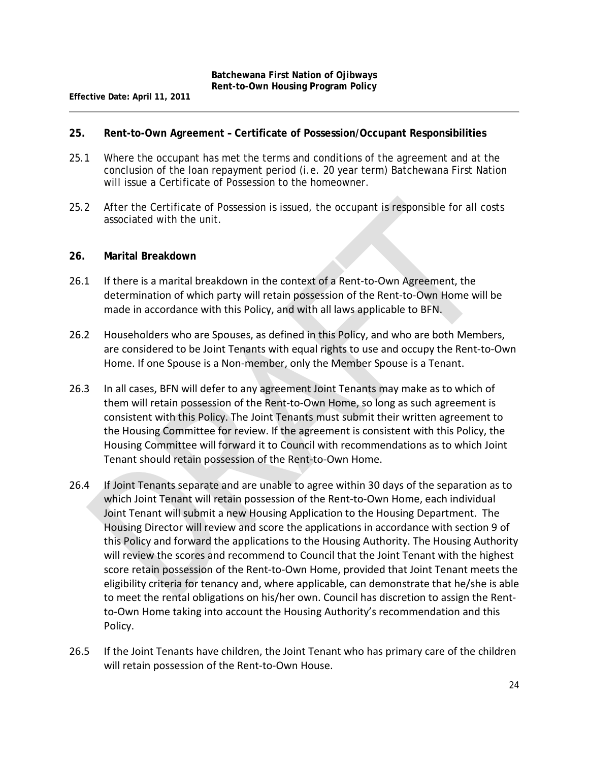## 25. Rent-to-Own Agreement – Certificate of Possession/Occupant Responsibilities

25.1 Where the occupant has met the terms and conditions of the agreement and at the conclusion of the loan repayment period (i.e. 20 year term) Batchewana First Nation will issue a Certificate of Possession to the homeowner.

25.2 After the Certificate of Possession is issued, the occupant is responsible for all costs associated with the unit.

## 26. Marital Breakdown

26.1 If there is a marital breakdown in the context of a Rent-to-Own Agreement, the determination of which party will retain possession of the Rent-to-Own Home will be made in accordance with this Policy, and with all laws applicable to BFN.

26.2 Householders who are Spouses, as defined in this Policy, and who are both Members, are considered to be Joint Tenants with equal rights to use and occupy the Rent-to-Own Home. If one Spouse is a Non-member, only the Member Spouse is a Tenant.

26.3 In all cases, BFN will defer to any agreement Joint Tenants may make as to which of them will retain possession of the Rent-to-Own Home, so long as such agreement is consistent with this Policy. The Joint Tenants must submit their written agreement to the Housing Committee for review. If the agreement is consistent with this Policy, the Housing Committee will forward it to Council with recommendations as to which Joint Tenant should retain possession of the Rent-to-Own Home.

26.4 If Joint Tenants separate and are unable to agree within 30 days of the separation as to which Joint Tenant will retain possession of the Rent-to-Own Home, each individual Joint Tenant will submit a new Housing Application to the Housing Department. The Housing Director will review and score the applications in accordance with section 9 of this Policy and forward the applications to the Housing Authority. The Housing Authority will review the scores and recommend to Council that the Joint Tenant with the highest score retain possession of the Rent-to-Own Home, provided that Joint Tenant meets the eligibility criteria for tenancy and, where applicable, can demonstrate that he/she is able to meet the rental obligations on his/her own. Council has discretion to assign the Rent-to-Own Home taking into account the Housing Authority's recommendation and this Policy.

26.5 If the Joint Tenants have children, the Joint Tenant who has primary care of the children will retain possession of the Rent-to-Own House.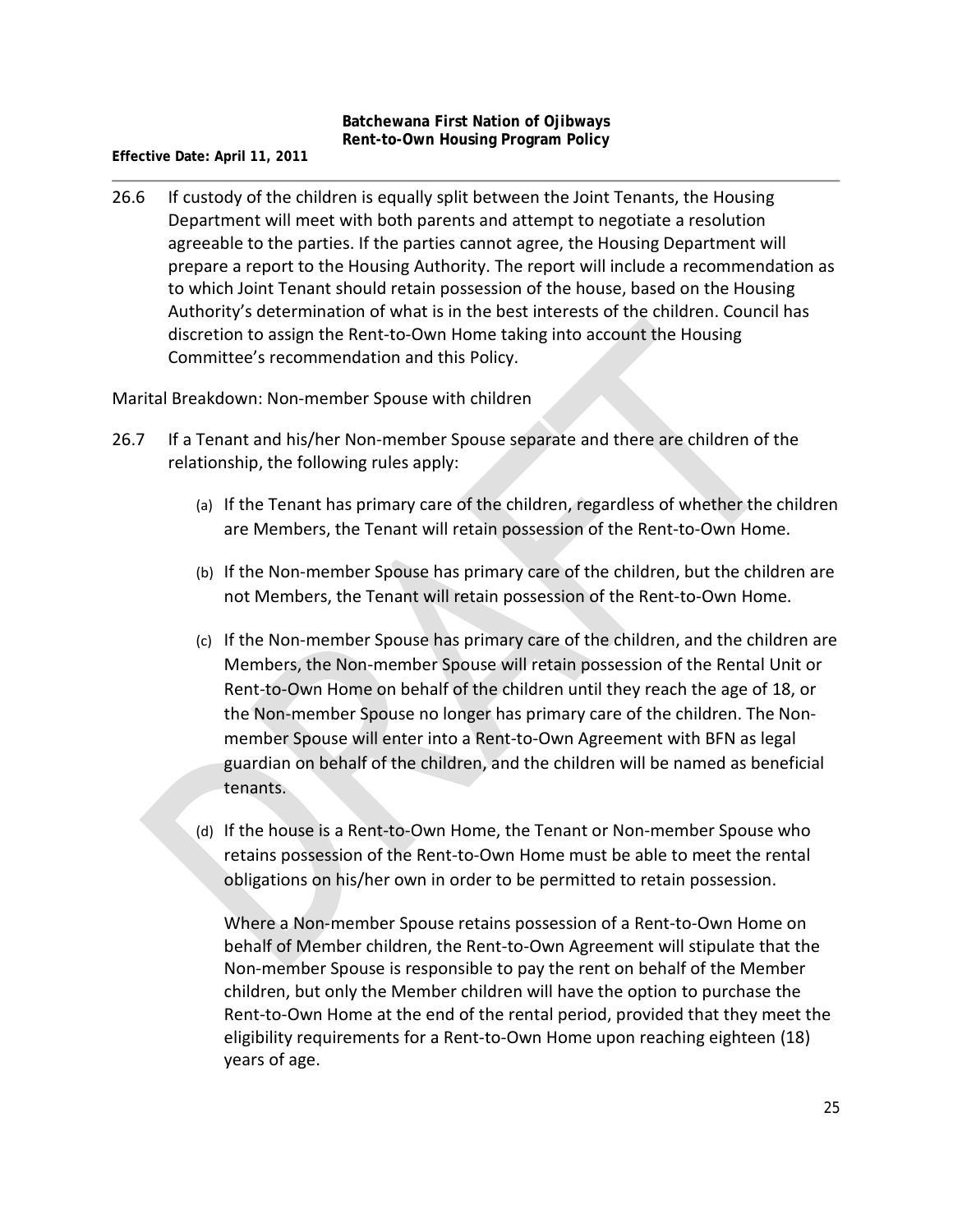26.6 If custody of the children is equally split between the Joint Tenants, the Housing Department will meet with both parents and attempt to negotiate a resolution agreeable to the parties. If the parties cannot agree, the Housing Department will prepare a report to the Housing Authority. The report will include a recommendation as to which Joint Tenant should retain possession of the house, based on the Housing Authority's determination of what is in the best interests of the children. Council has discretion to assign the Rent-to-Own Home taking into account the Housing Committee's recommendation and this Policy.

Marital Breakdown: Non-member Spouse with children

26.7 If a Tenant and his/her Non-member Spouse separate and there are children of the relationship, the following rules apply:

(a) If the Tenant has primary care of the children, regardless of whether the children are Members, the Tenant will retain possession of the Rent-to-Own Home.

(b) If the Non-member Spouse has primary care of the children, but the children are not Members, the Tenant will retain possession of the Rent-to-Own Home.

(c) If the Non-member Spouse has primary care of the children, and the children are Members, the Non-member Spouse will retain possession of the Rental Unit or Rent-to-Own Home on behalf of the children until they reach the age of 18, or the Non-member Spouse no longer has primary care of the children. The Non-member Spouse will enter into a Rent-to-Own Agreement with BFN as legal guardian on behalf of the children, and the children will be named as beneficial tenants.

(d) If the house is a Rent-to-Own Home, the Tenant or Non-member Spouse who retains possession of the Rent-to-Own Home must be able to meet the rental obligations on his/her own in order to be permitted to retain possession.

Where a Non-member Spouse retains possession of a Rent-to-Own Home on behalf of Member children, the Rent-to-Own Agreement will stipulate that the Non-member Spouse is responsible to pay the rent on behalf of the Member children, but only the Member children will have the option to purchase the Rent-to-Own Home at the end of the rental period, provided that they meet the eligibility requirements for a Rent-to-Own Home upon reaching eighteen (18) years of age.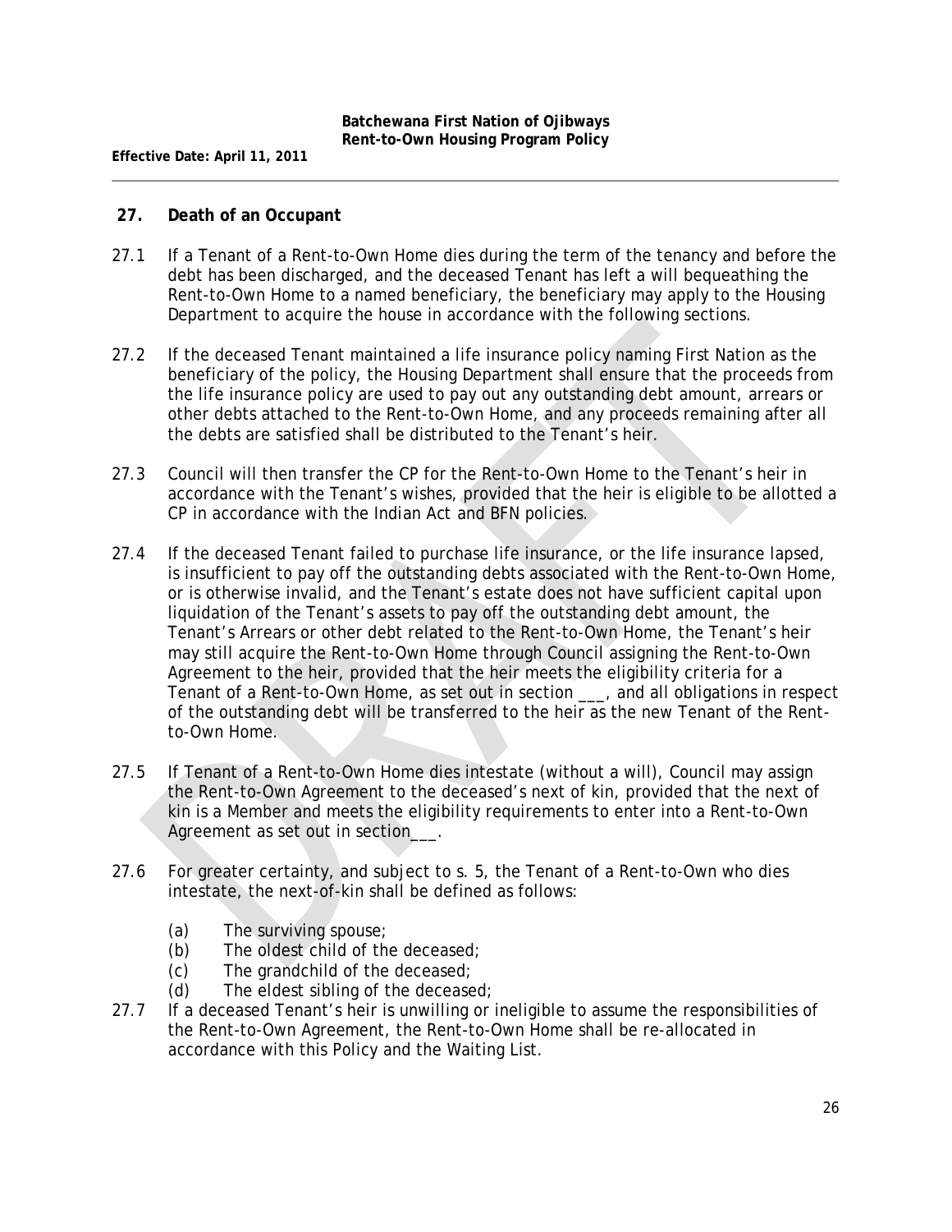## 27. Death of an Occupant

27.1 If a Tenant of a Rent-to-Own Home dies during the term of the tenancy and before the debt has been discharged, and the deceased Tenant has left a will bequeathing the Rent-to-Own Home to a named beneficiary, the beneficiary may apply to the Housing Department to acquire the house in accordance with the following sections.

27.2 If the deceased Tenant maintained a life insurance policy naming First Nation as the beneficiary of the policy, the Housing Department shall ensure that the proceeds from the life insurance policy are used to pay out any outstanding debt amount, arrears or other debts attached to the Rent-to-Own Home, and any proceeds remaining after all the debts are satisfied shall be distributed to the Tenant's heir.

27.3 Council will then transfer the CP for the Rent-to-Own Home to the Tenant's heir in accordance with the Tenant's wishes, provided that the heir is eligible to be allotted a CP in accordance with the Indian Act and BFN policies.

27.4 If the deceased Tenant failed to purchase life insurance, or the life insurance lapsed, is insufficient to pay off the outstanding debts associated with the Rent-to-Own Home, or is otherwise invalid, and the Tenant's estate does not have sufficient capital upon liquidation of the Tenant's assets to pay off the outstanding debt amount, the Tenant's Arrears or other debt related to the Rent-to-Own Home, the Tenant's heir may still acquire the Rent-to-Own Home through Council assigning the Rent-to-Own Agreement to the heir, provided that the heir meets the eligibility criteria for a Tenant of a Rent-to-Own Home, as set out in section ___, and all obligations in respect of the outstanding debt will be transferred to the heir as the new Tenant of the Rent-to-Own Home.

27.5 If Tenant of a Rent-to-Own Home dies intestate (without a will), Council may assign the Rent-to-Own Agreement to the deceased's next of kin, provided that the next of kin is a Member and meets the eligibility requirements to enter into a Rent-to-Own Agreement as set out in section___.

27.6 For greater certainty, and subject to s. 5, the Tenant of a Rent-to-Own who dies intestate, the next-of-kin shall be defined as follows:

- (a) The surviving spouse;
- (b) The oldest child of the deceased;
- (c) The grandchild of the deceased;
- (d) The eldest sibling of the deceased;

27.7 If a deceased Tenant's heir is unwilling or ineligible to assume the responsibilities of the Rent-to-Own Agreement, the Rent-to-Own Home shall be re-allocated in accordance with this Policy and the Waiting List.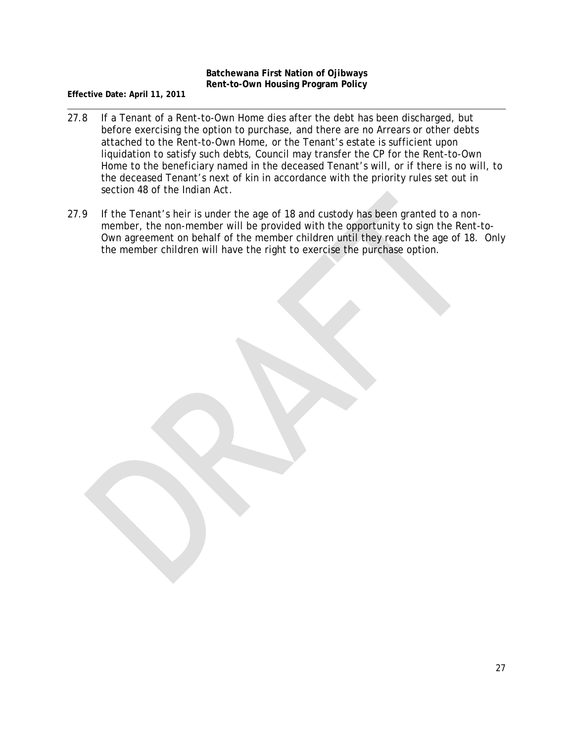27.8 If a Tenant of a Rent-to-Own Home dies after the debt has been discharged, but before exercising the option to purchase, and there are no Arrears or other debts attached to the Rent-to-Own Home, or the Tenant's estate is sufficient upon liquidation to satisfy such debts, Council may transfer the CP for the Rent-to-Own Home to the beneficiary named in the deceased Tenant's will, or if there is no will, to the deceased Tenant's next of kin in accordance with the priority rules set out in section 48 of the Indian Act.

27.9 If the Tenant's heir is under the age of 18 and custody has been granted to a non-member, the non-member will be provided with the opportunity to sign the Rent-to-Own agreement on behalf of the member children until they reach the age of 18. Only the member children will have the right to exercise the purchase option.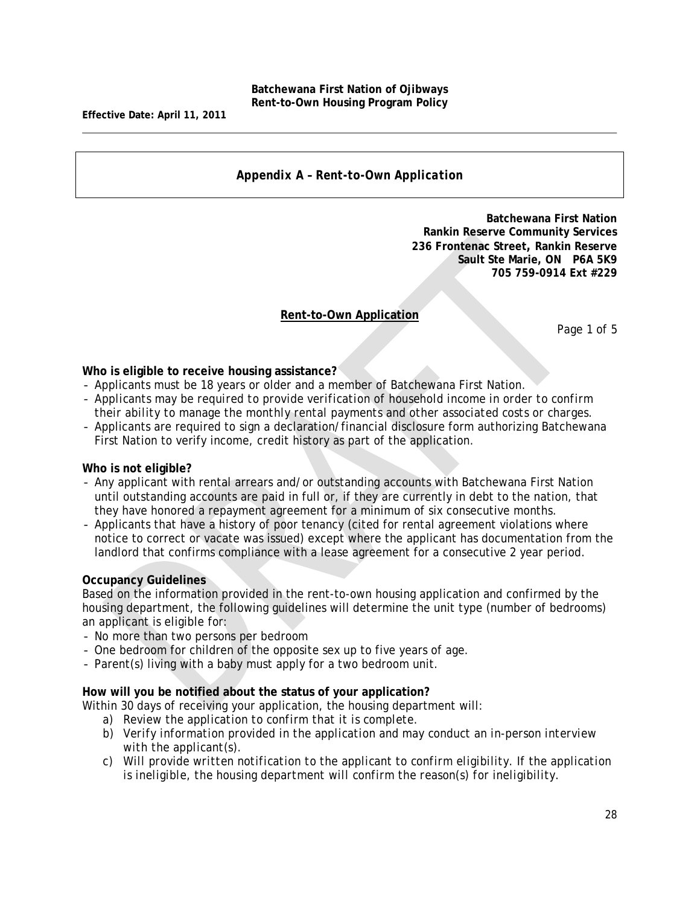## Appendix A – Rent-to-Own Application

**Batchewana First Nation**
**Rankin Reserve Community Services**
**236 Frontenac Street, Rankin Reserve**
**Sault Ste Marie, ON P6A 5K9**
**705 759-0914 Ext #229**

### Rent-to-Own Application

Page 1 of 5

**Who is eligible to receive housing assistance?**

- Applicants must be 18 years or older and a member of Batchewana First Nation.
- Applicants may be required to provide verification of household income in order to confirm their ability to manage the monthly rental payments and other associated costs or charges.
- Applicants are required to sign a declaration/financial disclosure form authorizing Batchewana First Nation to verify income, credit history as part of the application.

**Who is not eligible?**

- Any applicant with rental arrears and/or outstanding accounts with Batchewana First Nation until outstanding accounts are paid in full or, if they are currently in debt to the nation, that they have honored a repayment agreement for a minimum of six consecutive months.
- Applicants that have a history of poor tenancy (cited for rental agreement violations where notice to correct or vacate was issued) except where the applicant has documentation from the landlord that confirms compliance with a lease agreement for a consecutive 2 year period.

**Occupancy Guidelines**

Based on the information provided in the rent-to-own housing application and confirmed by the housing department, the following guidelines will determine the unit type (number of bedrooms) an applicant is eligible for:

- No more than two persons per bedroom
- One bedroom for children of the opposite sex up to five years of age.
- Parent(s) living with a baby must apply for a two bedroom unit.

**How will you be notified about the status of your application?**

Within 30 days of receiving your application, the housing department will:

a) Review the application to confirm that it is complete.
b) Verify information provided in the application and may conduct an in-person interview with the applicant(s).
c) Will provide written notification to the applicant to confirm eligibility. If the application is ineligible, the housing department will confirm the reason(s) for ineligibility.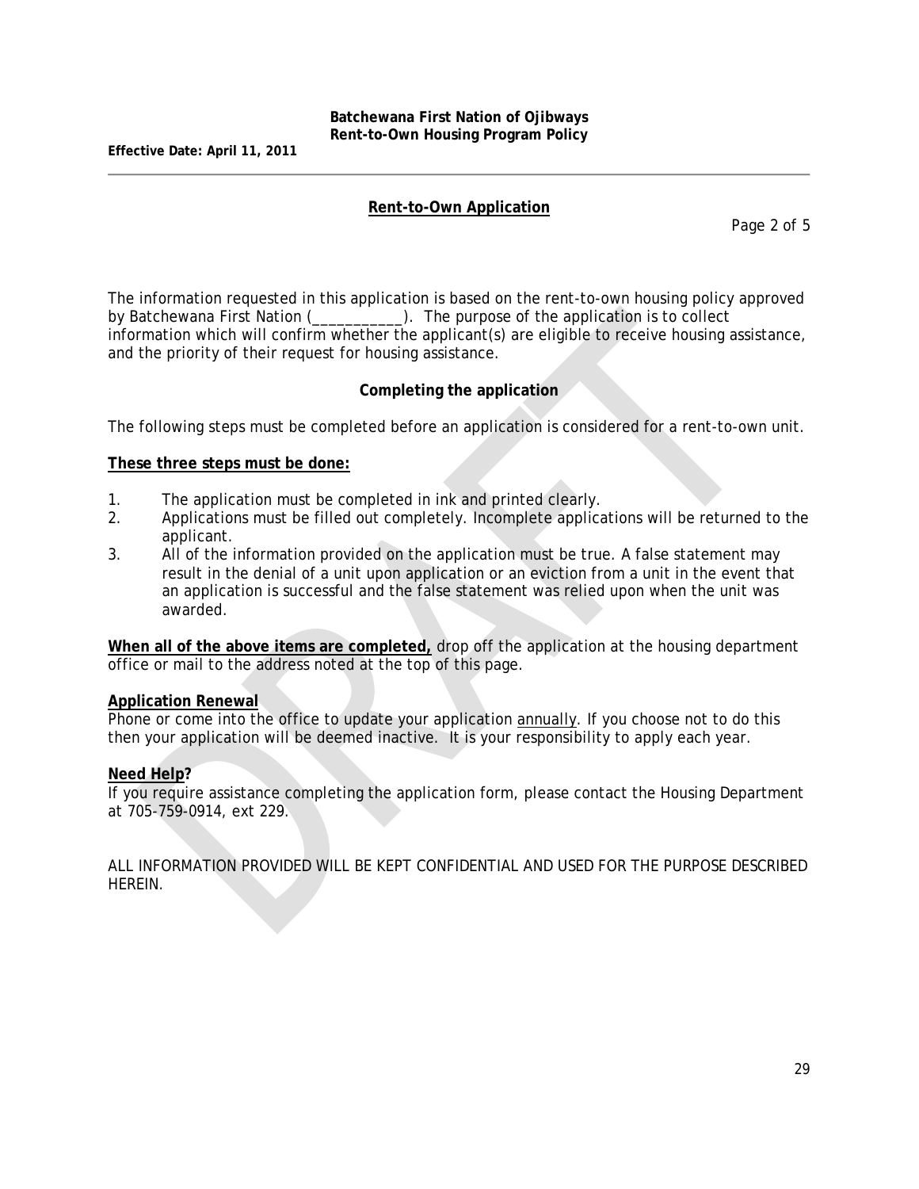## Rent-to-Own Application

The information requested in this application is based on the rent-to-own housing policy approved by Batchewana First Nation (___________). The purpose of the application is to collect information which will confirm whether the applicant(s) are eligible to receive housing assistance, and the priority of their request for housing assistance.

### Completing the application

The following steps must be completed before an application is considered for a rent-to-own unit.

**These three steps must be done:**

1. The application must be completed in ink and printed clearly.
2. Applications must be filled out completely. Incomplete applications will be returned to the applicant.
3. All of the information provided on the application must be true. A false statement may result in the denial of a unit upon application or an eviction from a unit in the event that an application is successful and the false statement was relied upon when the unit was awarded.

**When all of the above items are completed,** drop off the application at the housing department office or mail to the address noted at the top of this page.

**Application Renewal**
Phone or come into the office to update your application annually. If you choose not to do this then your application will be deemed inactive. It is your responsibility to apply each year.

**Need Help?**
If you require assistance completing the application form, please contact the Housing Department at 705-759-0914, ext 229.

ALL INFORMATION PROVIDED WILL BE KEPT CONFIDENTIAL AND USED FOR THE PURPOSE DESCRIBED HEREIN.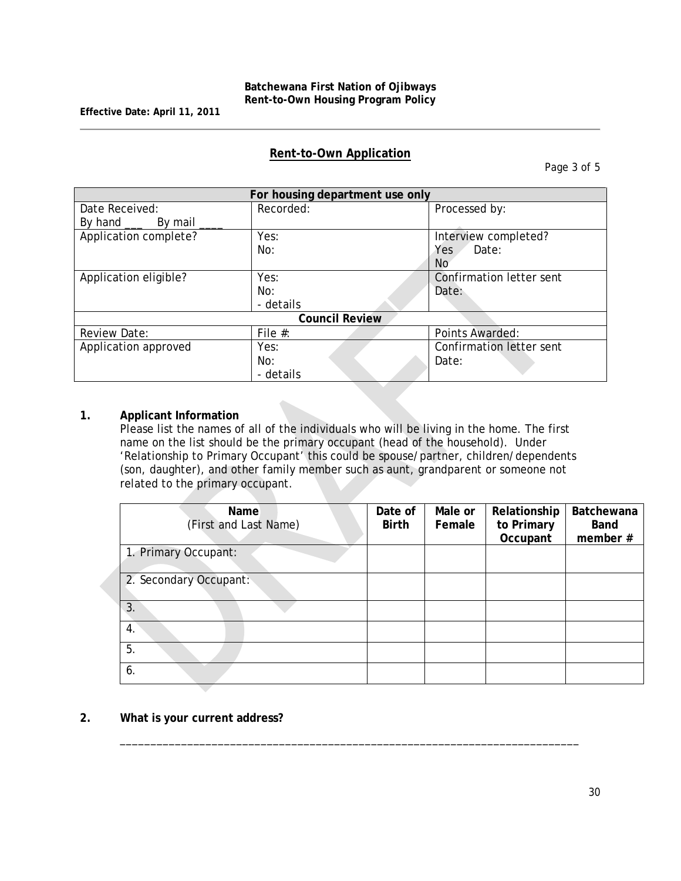## Rent-to-Own Application

| For housing department use only | | |
|---|---|---|
| Date Received:<br>By hand ___ By mail ____ | Recorded: | Processed by: |
| Application complete? | Yes:<br>No: | Interview completed?<br>Yes Date:<br>No |
| Application eligible? | Yes:<br>No:<br>- details | Confirmation letter sent<br>Date: |
| **Council Review** | | |
| Review Date: | File #: | Points Awarded: |
| Application approved | Yes:<br>No:<br>- details | Confirmation letter sent<br>Date: |

**1. Applicant Information**

Please list the names of all of the individuals who will be living in the home. The first name on the list should be the primary occupant (head of the household). Under 'Relationship to Primary Occupant' this could be spouse/partner, children/dependents (son, daughter), and other family member such as aunt, grandparent or someone not related to the primary occupant.

| Name (First and Last Name) | Date of Birth | Male or Female | Relationship to Primary Occupant | Batchewana Band member # |
|---|---|---|---|---|
| 1. Primary Occupant: | | | | |
| 2. Secondary Occupant: | | | | |
| 3. | | | | |
| 4. | | | | |
| 5. | | | | |
| 6. | | | | |

**2. What is your current address?**

_____________________________________________________________________________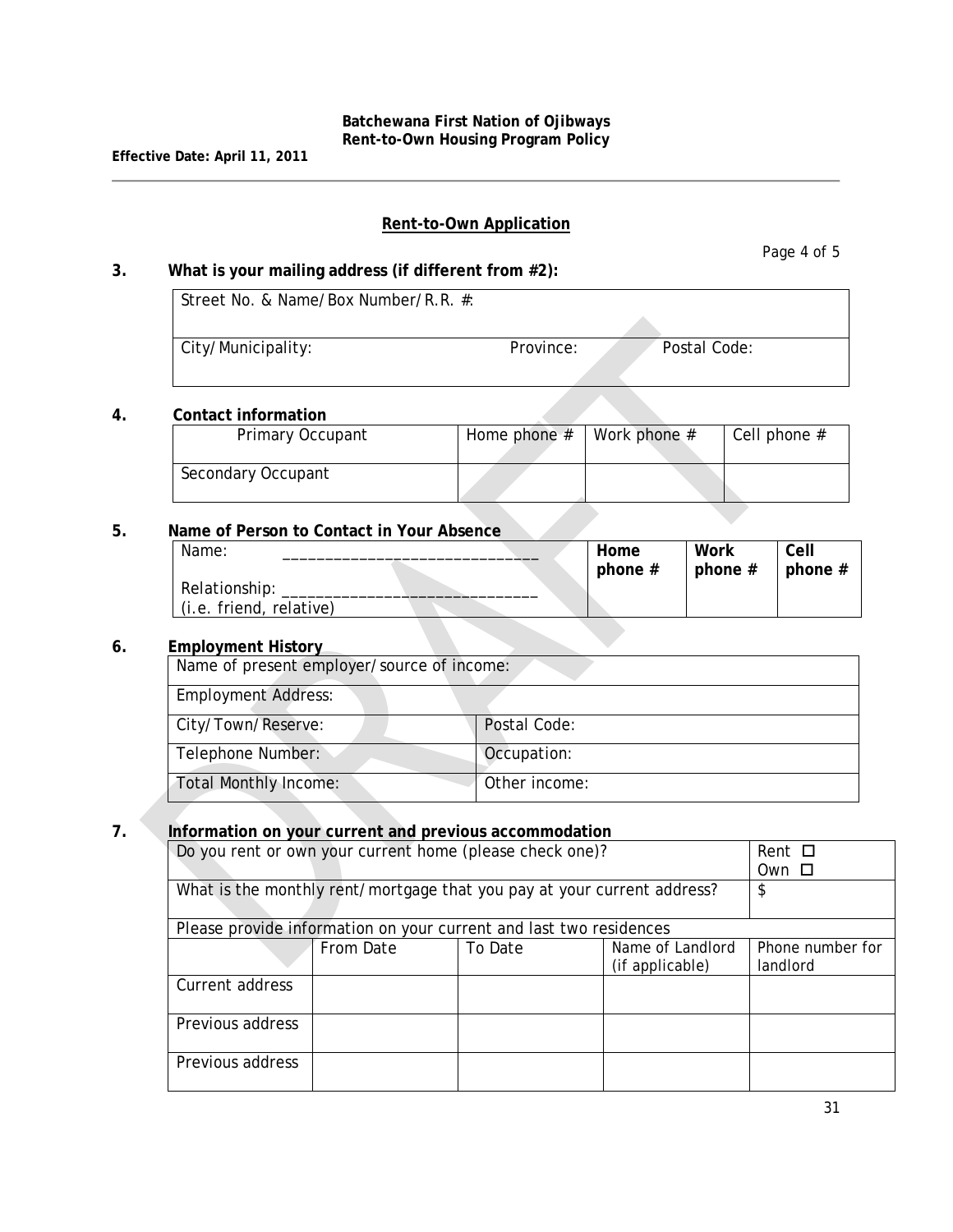## Rent-to-Own Application

**3. What is your mailing address (if different from #2):**

| Street No. & Name/Box Number/R.R. #: | | |
|---|---|---|
| City/Municipality: | Province: | Postal Code: |

**4. Contact information**

| Primary Occupant | Home phone # | Work phone # | Cell phone # |
|---|---|---|---|
| Secondary Occupant | | | |

**5. Name of Person to Contact in Your Absence**

| Name: ______________________________ Relationship: ______________________________ (i.e. friend, relative) | **Home phone #** | **Work phone #** | **Cell phone #** |
|---|---|---|---|

**6. Employment History**

| Name of present employer/source of income: | |
|---|---|
| Employment Address: | |
| City/Town/Reserve: | Postal Code: |
| Telephone Number: | Occupation: |
| Total Monthly Income: | Other income: |

**7. Information on your current and previous accommodation**

| Do you rent or own your current home (please check one)? | | | | Rent ☐ Own ☐ |
|---|---|---|---|---|
| What is the monthly rent/mortgage that you pay at your current address? | | | | $ |
| Please provide information on your current and last two residences | | | | |
| | From Date | To Date | Name of Landlord (if applicable) | Phone number for landlord |
| Current address | | | | |
| Previous address | | | | |
| Previous address | | | | |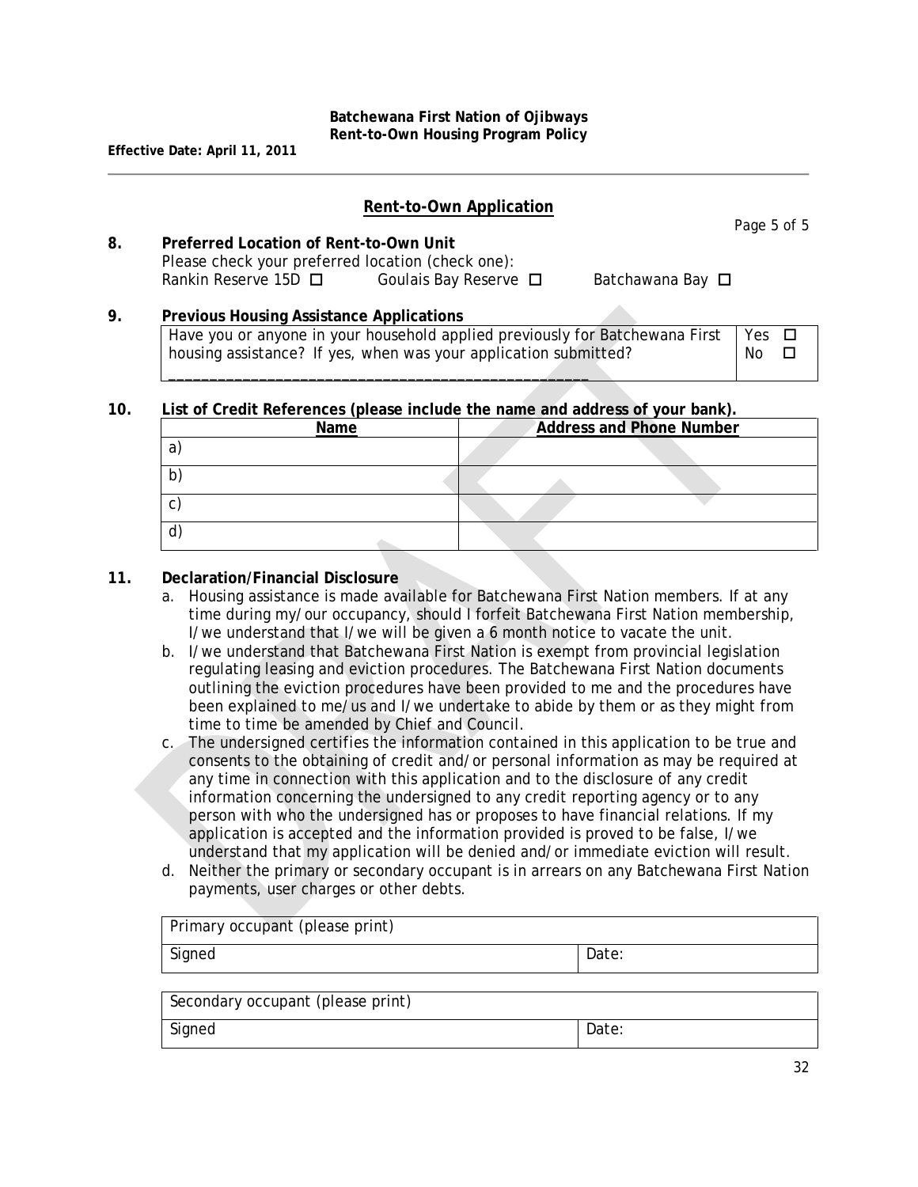## Rent-to-Own Application

**8. Preferred Location of Rent-to-Own Unit**

Please check your preferred location (check one):

Rankin Reserve 15D ☐ Goulais Bay Reserve ☐ Batchawana Bay ☐

**9. Previous Housing Assistance Applications**

| Have you or anyone in your household applied previously for Batchewana First housing assistance? If yes, when was your application submitted? ___________________________________________________ | Yes ☐ No ☐ |
|---|---|

**10. List of Credit References (please include the name and address of your bank).**

| Name | Address and Phone Number |
|---|---|
| a) | |
| b) | |
| c) | |
| d) | |

**11. Declaration/Financial Disclosure**

a. Housing assistance is made available for Batchewana First Nation members. If at any time during my/our occupancy, should I forfeit Batchewana First Nation membership, I/we understand that I/we will be given a 6 month notice to vacate the unit.

b. I/we understand that Batchewana First Nation is exempt from provincial legislation regulating leasing and eviction procedures. The Batchewana First Nation documents outlining the eviction procedures have been provided to me and the procedures have been explained to me/us and I/we undertake to abide by them or as they might from time to time be amended by Chief and Council.

c. The undersigned certifies the information contained in this application to be true and consents to the obtaining of credit and/or personal information as may be required at any time in connection with this application and to the disclosure of any credit information concerning the undersigned to any credit reporting agency or to any person with who the undersigned has or proposes to have financial relations. If my application is accepted and the information provided is proved to be false, I/we understand that my application will be denied and/or immediate eviction will result.

d. Neither the primary or secondary occupant is in arrears on any Batchewana First Nation payments, user charges or other debts.

| Primary occupant (please print) | |
|---|---|
| Signed | Date: |

| Secondary occupant (please print) | |
|---|---|
| Signed | Date: |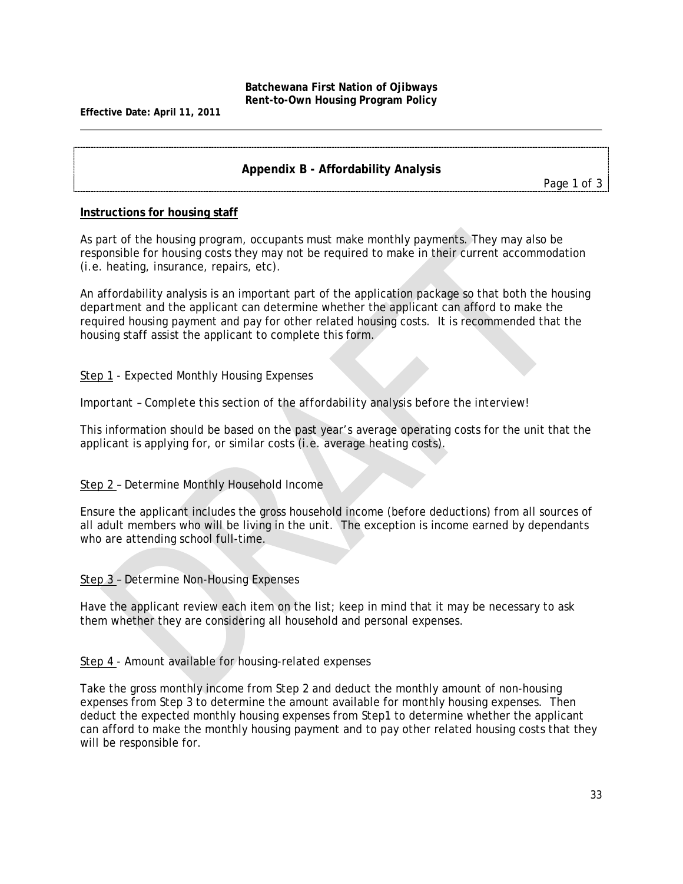## Appendix B - Affordability Analysis

### Instructions for housing staff

As part of the housing program, occupants must make monthly payments. They may also be responsible for housing costs they may not be required to make in their current accommodation (i.e. heating, insurance, repairs, etc).

An affordability analysis is an important part of the application package so that both the housing department and the applicant can determine whether the applicant can afford to make the required housing payment and pay for other related housing costs. It is recommended that the housing staff assist the applicant to complete this form.

Step 1 - Expected Monthly Housing Expenses

*Important – Complete this section of the affordability analysis before the interview!*

This information should be based on the past year's average operating costs for the unit that the applicant is applying for, or similar costs (i.e. average heating costs).

Step 2 – Determine Monthly Household Income

Ensure the applicant includes the gross household income (before deductions) from all sources of all adult members who will be living in the unit. The exception is income earned by dependants who are attending school full-time.

Step 3 – Determine Non-Housing Expenses

Have the applicant review each item on the list; keep in mind that it may be necessary to ask them whether they are considering all household and personal expenses.

Step 4 - Amount available for housing-related expenses

Take the gross monthly income from Step 2 and deduct the monthly amount of non-housing expenses from Step 3 to determine the amount available for monthly housing expenses. Then deduct the expected monthly housing expenses from Step1 to determine whether the applicant can afford to make the monthly housing payment and to pay other related housing costs that they will be responsible for.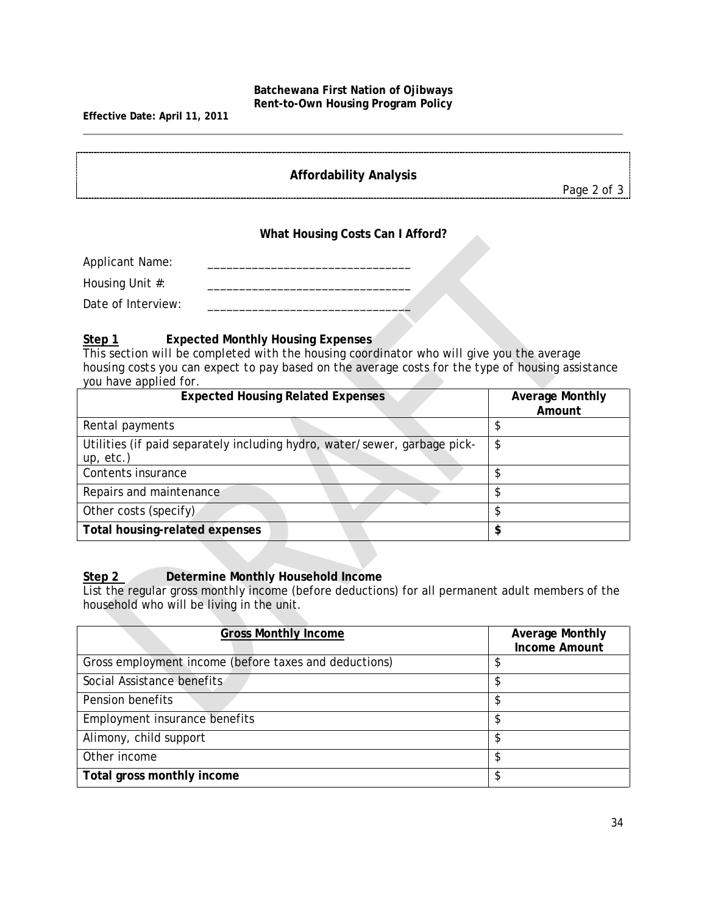## Affordability Analysis

Page 2 of 3

### What Housing Costs Can I Afford?

Applicant Name: ________________________________

Housing Unit #: ________________________________

Date of Interview: ________________________________

**Step 1** **Expected Monthly Housing Expenses**

*This section will be completed with the housing coordinator who will give you the average housing costs you can expect to pay based on the average costs for the type of housing assistance you have applied for.*

| Expected Housing Related Expenses | Average Monthly Amount |
|---|---|
| Rental payments | $ |
| Utilities (if paid separately including hydro, water/sewer, garbage pick-up, etc.) | $ |
| Contents insurance | $ |
| Repairs and maintenance | $ |
| Other costs (specify) | $ |
| **Total housing-related expenses** | **$** |

**Step 2** **Determine Monthly Household Income**

List the regular gross monthly income (before deductions) for all permanent adult members of the household who will be living in the unit.

| Gross Monthly Income | Average Monthly Income Amount |
|---|---|
| Gross employment income (before taxes and deductions) | $ |
| Social Assistance benefits | $ |
| Pension benefits | $ |
| Employment insurance benefits | $ |
| Alimony, child support | $ |
| Other income | $ |
| **Total gross monthly income** | $ |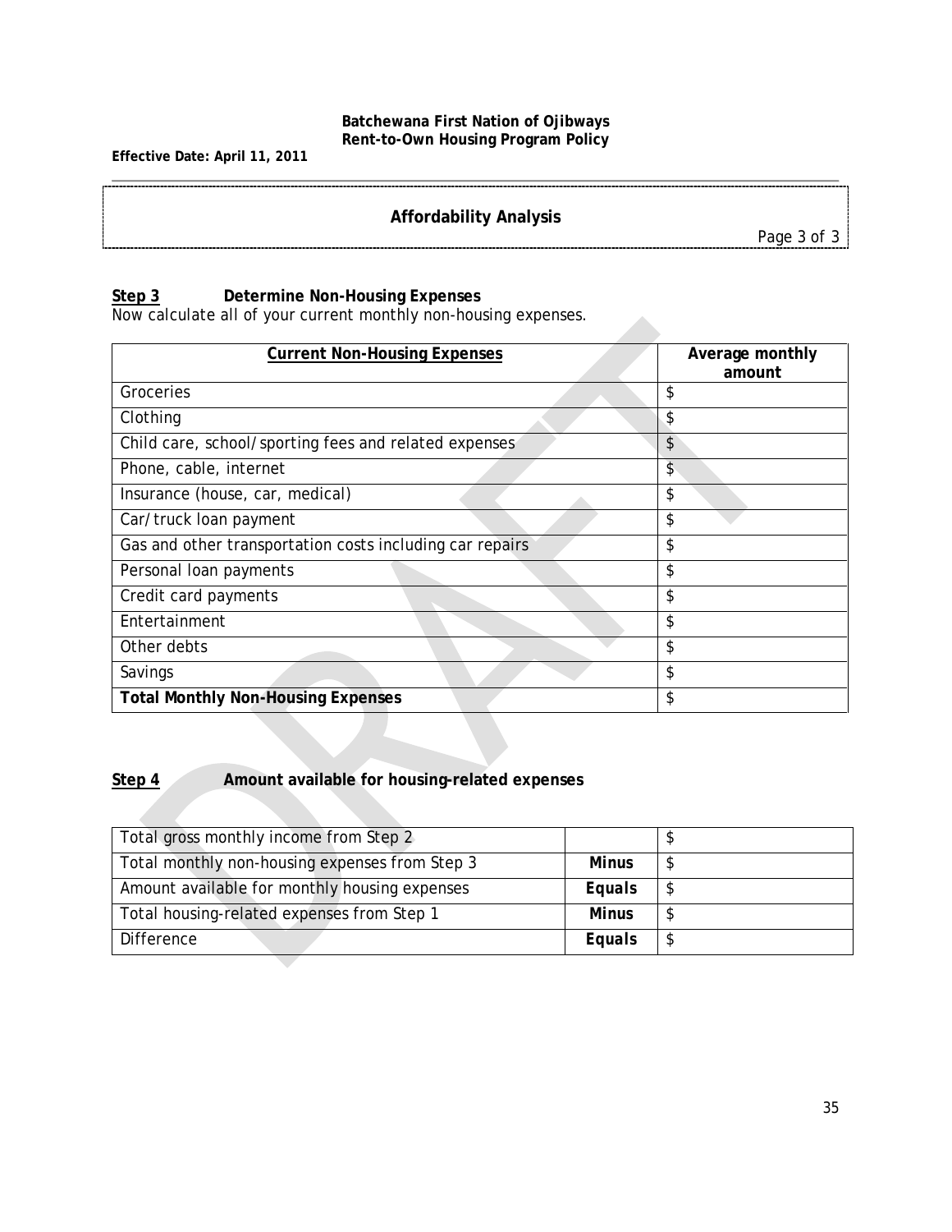## Affordability Analysis

### Step 3 Determine Non-Housing Expenses

Now calculate all of your current monthly non-housing expenses.

| Current Non-Housing Expenses | Average monthly amount |
|---|---|
| Groceries | $ |
| Clothing | $ |
| Child care, school/sporting fees and related expenses | $ |
| Phone, cable, internet | $ |
| Insurance (house, car, medical) | $ |
| Car/truck loan payment | $ |
| Gas and other transportation costs including car repairs | $ |
| Personal loan payments | $ |
| Credit card payments | $ |
| Entertainment | $ |
| Other debts | $ |
| Savings | $ |
| **Total Monthly Non-Housing Expenses** | $ |

### Step 4 Amount available for housing-related expenses

| | | |
|---|---|---|
| Total gross monthly income from Step 2 | | $ |
| Total monthly non-housing expenses from Step 3 | **Minus** | $ |
| Amount available for monthly housing expenses | **Equals** | $ |
| Total housing-related expenses from Step 1 | **Minus** | $ |
| Difference | **Equals** | $ |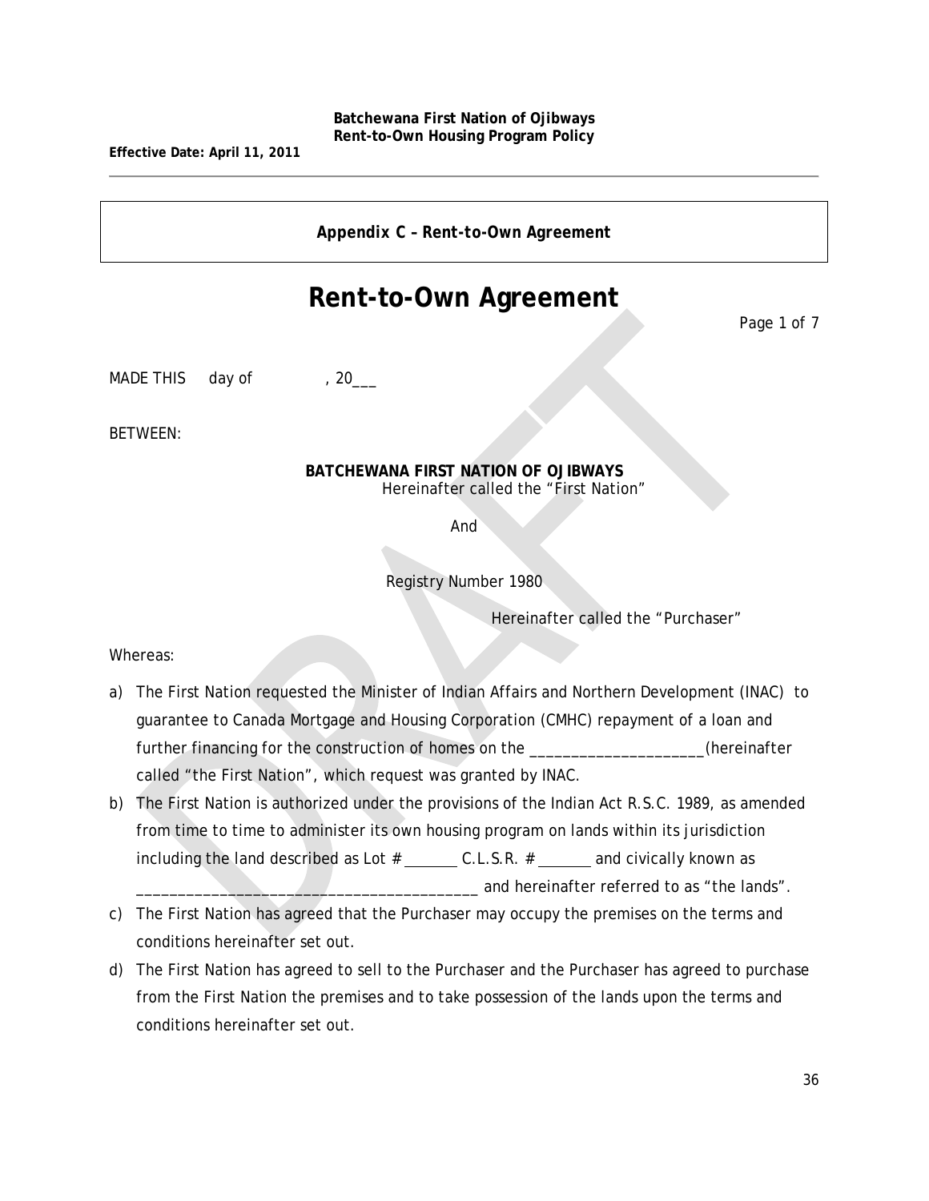Appendix C – Rent-to-Own Agreement

# Rent-to-Own Agreement

MADE THIS day of , 20___

BETWEEN:

**BATCHEWANA FIRST NATION OF OJIBWAYS**
Hereinafter called the "First Nation"

And

Registry Number 1980

Hereinafter called the "Purchaser"

Whereas:

a) The First Nation requested the Minister of Indian Affairs and Northern Development (INAC) to guarantee to Canada Mortgage and Housing Corporation (CMHC) repayment of a loan and further financing for the construction of homes on the _____________________(hereinafter called "the First Nation", which request was granted by INAC.
b) The First Nation is authorized under the provisions of the Indian Act R.S.C. 1989, as amended from time to time to administer its own housing program on lands within its jurisdiction including the land described as Lot # _______ C.L.S.R. # _______ and civically known as _________________________________________ and hereinafter referred to as "the lands".
c) The First Nation has agreed that the Purchaser may occupy the premises on the terms and conditions hereinafter set out.
d) The First Nation has agreed to sell to the Purchaser and the Purchaser has agreed to purchase from the First Nation the premises and to take possession of the lands upon the terms and conditions hereinafter set out.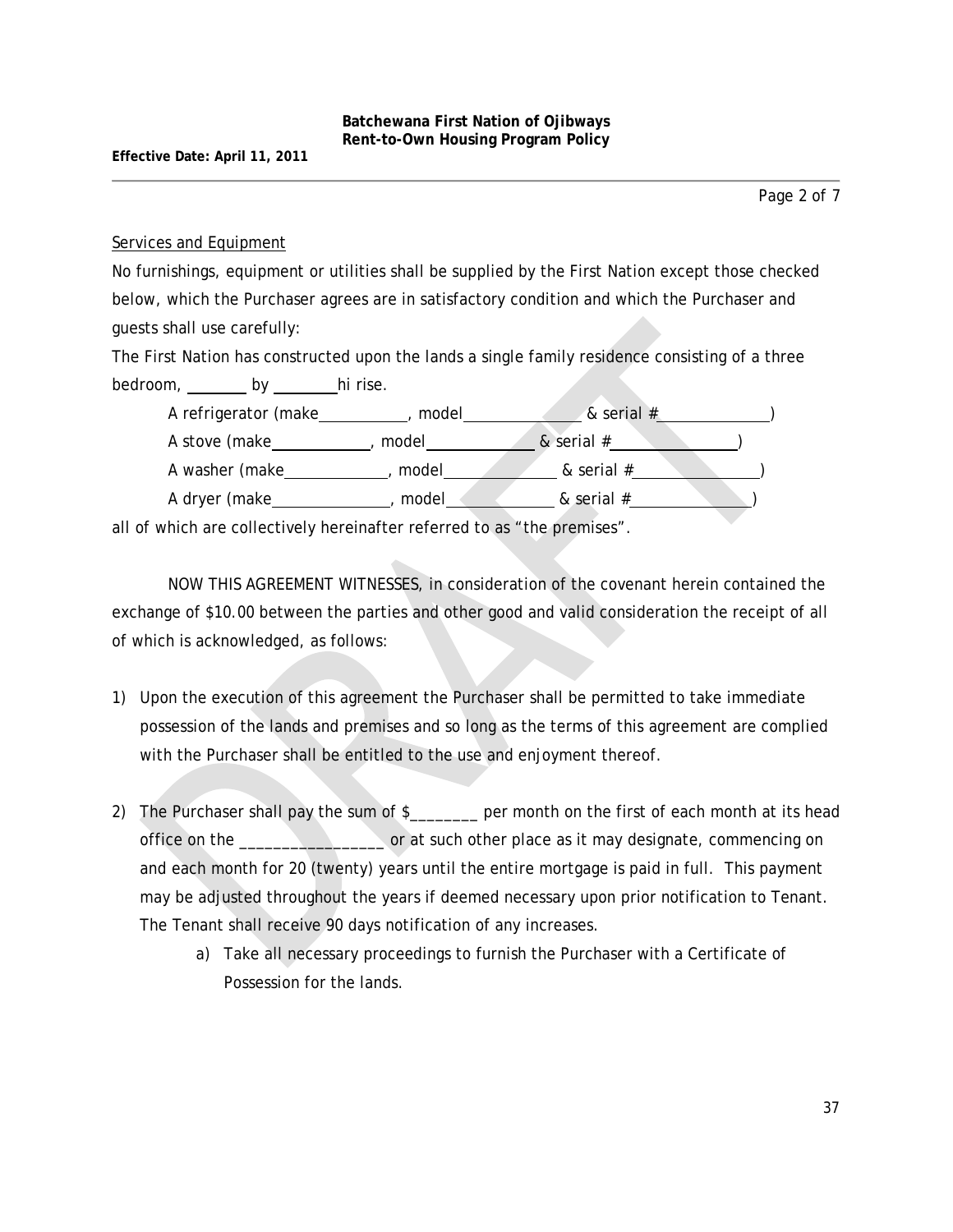Services and Equipment

No furnishings, equipment or utilities shall be supplied by the First Nation except those checked below, which the Purchaser agrees are in satisfactory condition and which the Purchaser and guests shall use carefully:

The First Nation has constructed upon the lands a single family residence consisting of a three bedroom, ________ by ________hi rise.

A refrigerator (make____________, model______________ & serial #______________)

A stove (make_____________, model______________ & serial #________________)

A washer (make_____________, model______________ & serial #________________)

A dryer (make_______________, model_____________ & serial #_______________)

all of which are collectively hereinafter referred to as "the premises".

NOW THIS AGREEMENT WITNESSES, in consideration of the covenant herein contained the exchange of $10.00 between the parties and other good and valid consideration the receipt of all of which is acknowledged, as follows:

1) Upon the execution of this agreement the Purchaser shall be permitted to take immediate possession of the lands and premises and so long as the terms of this agreement are complied with the Purchaser shall be entitled to the use and enjoyment thereof.

2) The Purchaser shall pay the sum of $________ per month on the first of each month at its head office on the _________________ or at such other place as it may designate, commencing on and each month for 20 (twenty) years until the entire mortgage is paid in full. This payment may be adjusted throughout the years if deemed necessary upon prior notification to Tenant. The Tenant shall receive 90 days notification of any increases.

    a) Take all necessary proceedings to furnish the Purchaser with a Certificate of Possession for the lands.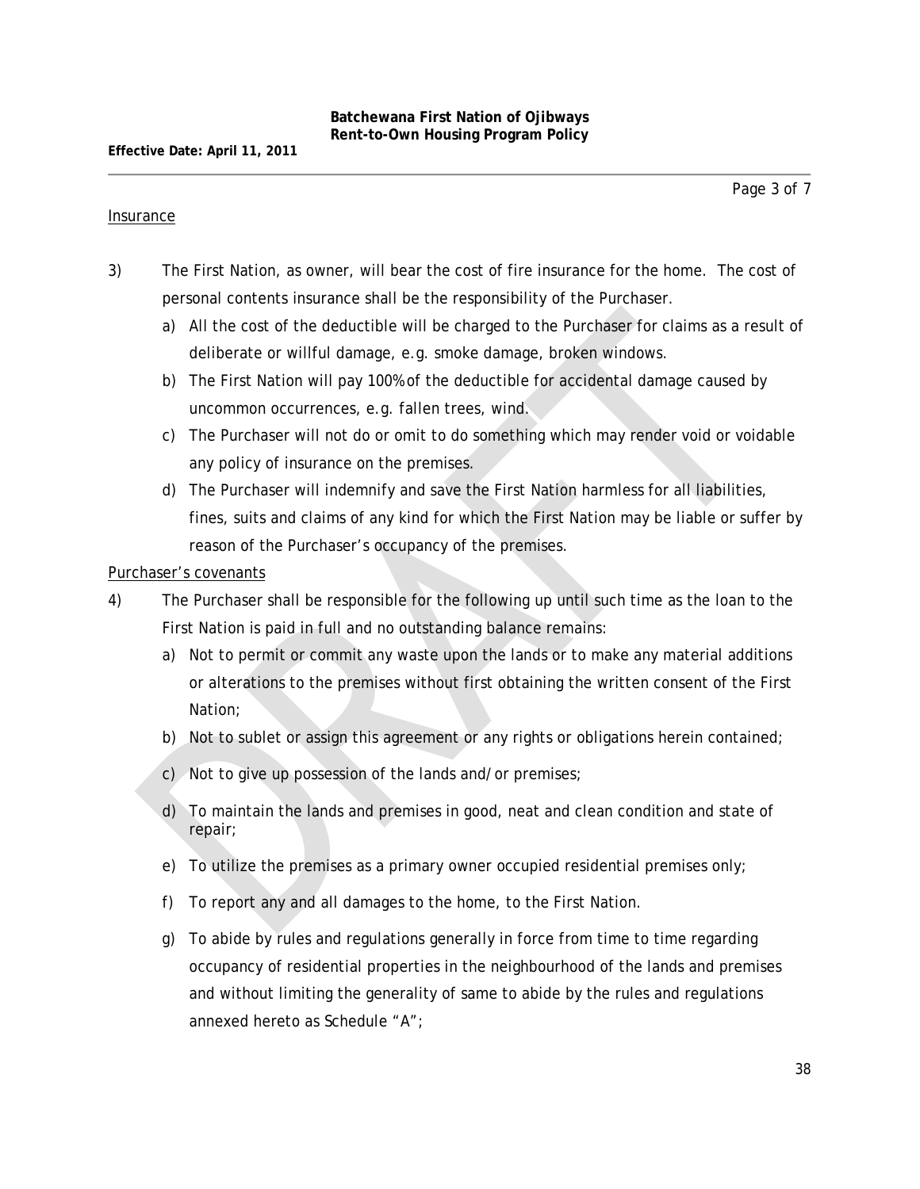Insurance

3) The First Nation, as owner, will bear the cost of fire insurance for the home. The cost of personal contents insurance shall be the responsibility of the Purchaser.

   a) All the cost of the deductible will be charged to the Purchaser for claims as a result of deliberate or willful damage, e.g. smoke damage, broken windows.
   b) The First Nation will pay 100% of the deductible for accidental damage caused by uncommon occurrences, e.g. fallen trees, wind.
   c) The Purchaser will not do or omit to do something which may render void or voidable any policy of insurance on the premises.
   d) The Purchaser will indemnify and save the First Nation harmless for all liabilities, fines, suits and claims of any kind for which the First Nation may be liable or suffer by reason of the Purchaser's occupancy of the premises.

Purchaser's covenants

4) The Purchaser shall be responsible for the following up until such time as the loan to the First Nation is paid in full and no outstanding balance remains:

   a) Not to permit or commit any waste upon the lands or to make any material additions or alterations to the premises without first obtaining the written consent of the First Nation;
   b) Not to sublet or assign this agreement or any rights or obligations herein contained;
   c) Not to give up possession of the lands and/or premises;
   d) To maintain the lands and premises in good, neat and clean condition and state of repair;
   e) To utilize the premises as a primary owner occupied residential premises only;
   f) To report any and all damages to the home, to the First Nation.
   g) To abide by rules and regulations generally in force from time to time regarding occupancy of residential properties in the neighbourhood of the lands and premises and without limiting the generality of same to abide by the rules and regulations annexed hereto as Schedule "A";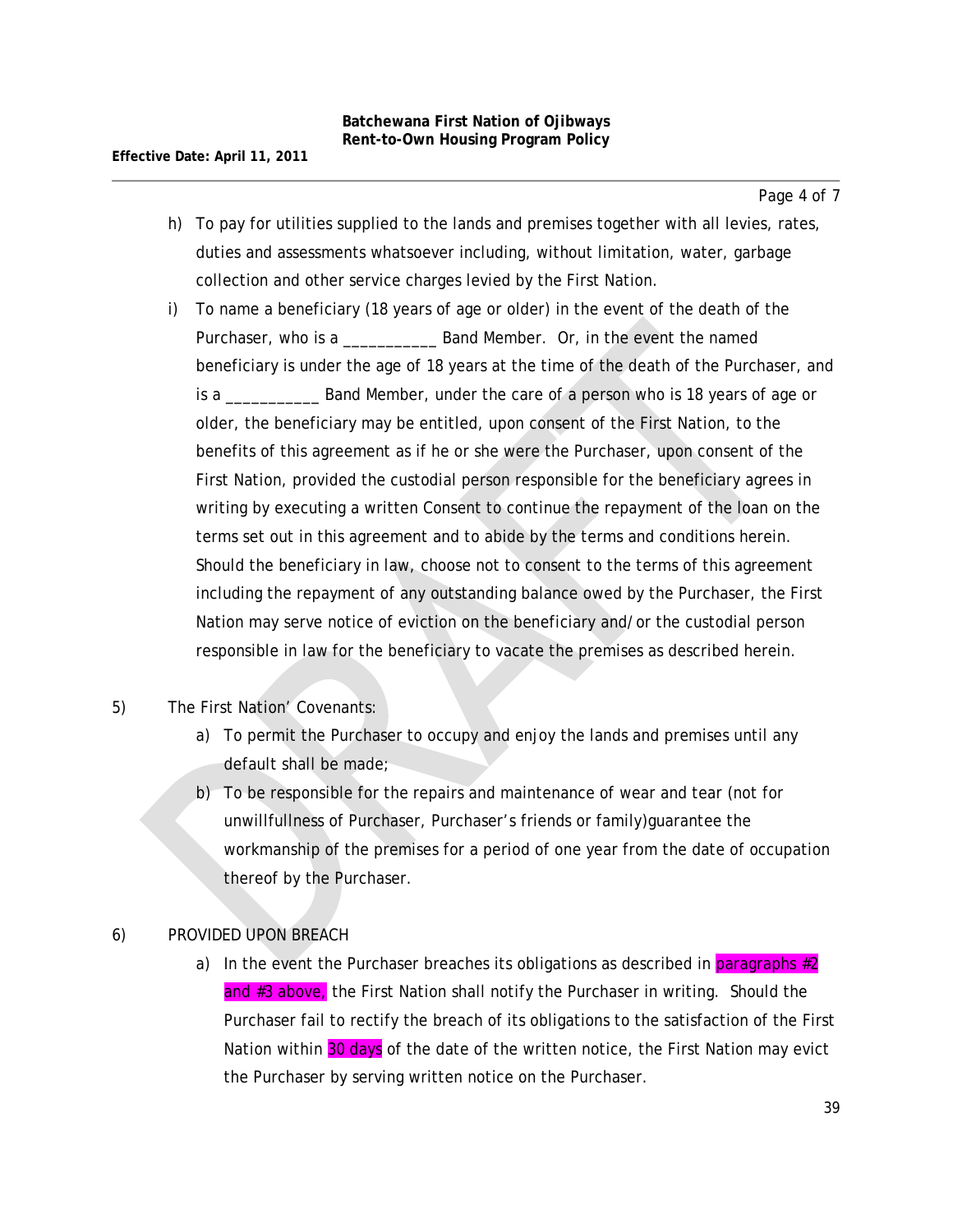h) To pay for utilities supplied to the lands and premises together with all levies, rates, duties and assessments whatsoever including, without limitation, water, garbage collection and other service charges levied by the First Nation.

i) To name a beneficiary (18 years of age or older) in the event of the death of the Purchaser, who is a ___________ Band Member. Or, in the event the named beneficiary is under the age of 18 years at the time of the death of the Purchaser, and is a ___________ Band Member, under the care of a person who is 18 years of age or older, the beneficiary may be entitled, upon consent of the First Nation, to the benefits of this agreement as if he or she were the Purchaser, upon consent of the First Nation, provided the custodial person responsible for the beneficiary agrees in writing by executing a written Consent to continue the repayment of the loan on the terms set out in this agreement and to abide by the terms and conditions herein. Should the beneficiary in law, choose not to consent to the terms of this agreement including the repayment of any outstanding balance owed by the Purchaser, the First Nation may serve notice of eviction on the beneficiary and/or the custodial person responsible in law for the beneficiary to vacate the premises as described herein.

5) The First Nation' Covenants:

a) To permit the Purchaser to occupy and enjoy the lands and premises until any default shall be made;

b) To be responsible for the repairs and maintenance of wear and tear (not for unwillfullness of Purchaser, Purchaser's friends or family)guarantee the workmanship of the premises for a period of one year from the date of occupation thereof by the Purchaser.

6) PROVIDED UPON BREACH

a) In the event the Purchaser breaches its obligations as described in paragraphs #2 and #3 above, the First Nation shall notify the Purchaser in writing. Should the Purchaser fail to rectify the breach of its obligations to the satisfaction of the First Nation within 30 days of the date of the written notice, the First Nation may evict the Purchaser by serving written notice on the Purchaser.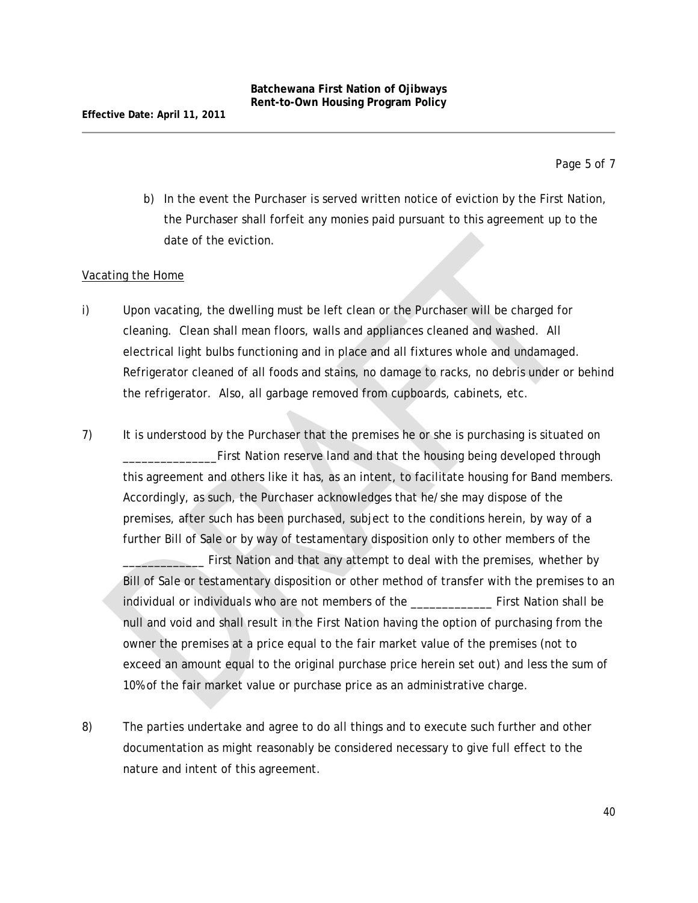b) In the event the Purchaser is served written notice of eviction by the First Nation, the Purchaser shall forfeit any monies paid pursuant to this agreement up to the date of the eviction.

Vacating the Home

i) Upon vacating, the dwelling must be left clean or the Purchaser will be charged for cleaning. Clean shall mean floors, walls and appliances cleaned and washed. All electrical light bulbs functioning and in place and all fixtures whole and undamaged. Refrigerator cleaned of all foods and stains, no damage to racks, no debris under or behind the refrigerator. Also, all garbage removed from cupboards, cabinets, etc.

7) It is understood by the Purchaser that the premises he or she is purchasing is situated on _______________First Nation reserve land and that the housing being developed through this agreement and others like it has, as an intent, to facilitate housing for Band members. Accordingly, as such, the Purchaser acknowledges that he/she may dispose of the premises, after such has been purchased, subject to the conditions herein, by way of a further Bill of Sale or by way of testamentary disposition only to other members of the _____________ First Nation and that any attempt to deal with the premises, whether by Bill of Sale or testamentary disposition or other method of transfer with the premises to an individual or individuals who are not members of the _____________ First Nation shall be null and void and shall result in the First Nation having the option of purchasing from the owner the premises at a price equal to the fair market value of the premises (not to exceed an amount equal to the original purchase price herein set out) and less the sum of 10% of the fair market value or purchase price as an administrative charge.

8) The parties undertake and agree to do all things and to execute such further and other documentation as might reasonably be considered necessary to give full effect to the nature and intent of this agreement.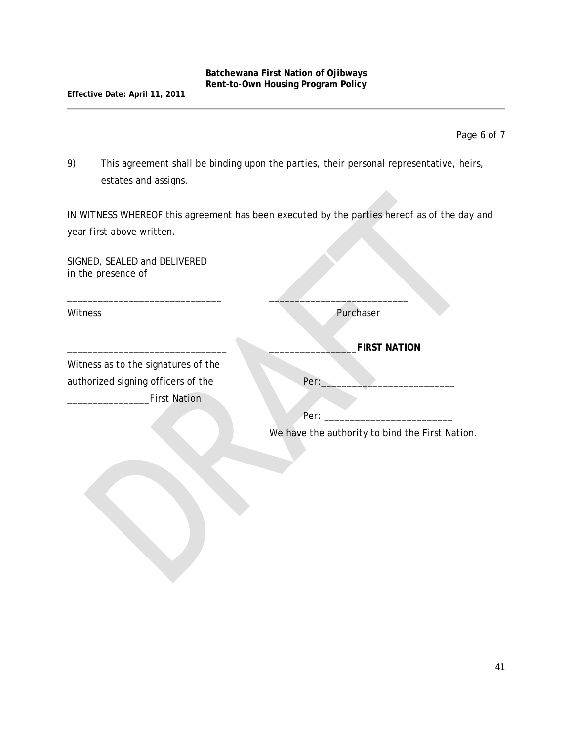9) This agreement shall be binding upon the parties, their personal representative, heirs, estates and assigns.

IN WITNESS WHEREOF this agreement has been executed by the parties hereof as of the day and year first above written.

SIGNED, SEALED and DELIVERED
in the presence of

| | |
|---|---|
| ______________________________ | ___________________________ |
| Witness | Purchaser |
| ______________________________ | ________________**FIRST NATION** |
| Witness as to the signatures of the authorized signing officers of the ________________First Nation | Per:___________________________ |
| | Per: _________________________ |
| | We have the authority to bind the First Nation. |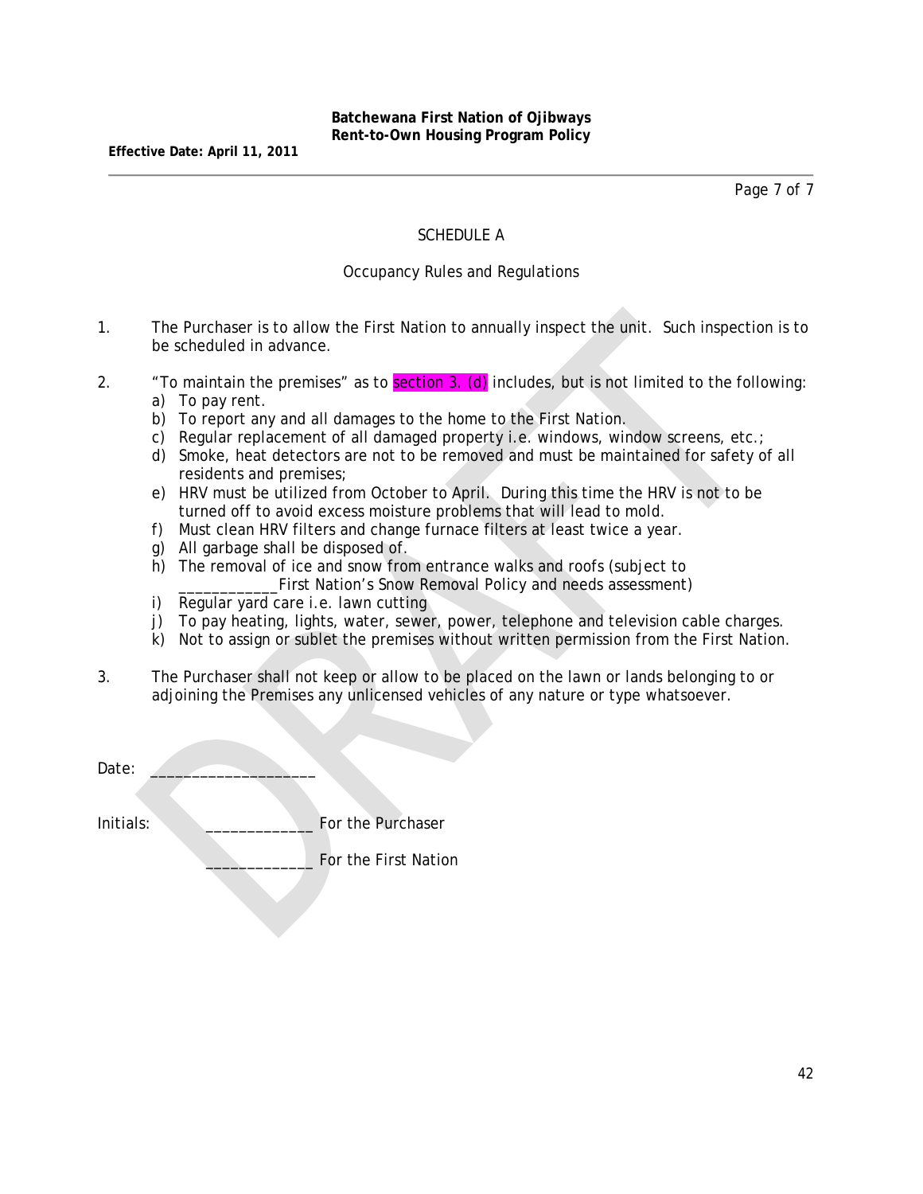## SCHEDULE A

### Occupancy Rules and Regulations

1. The Purchaser is to allow the First Nation to annually inspect the unit. Such inspection is to be scheduled in advance.

2. "To maintain the premises" as to section 3. (d) includes, but is not limited to the following:
   a) To pay rent.
   b) To report any and all damages to the home to the First Nation.
   c) Regular replacement of all damaged property i.e. windows, window screens, etc.;
   d) Smoke, heat detectors are not to be removed and must be maintained for safety of all residents and premises;
   e) HRV must be utilized from October to April. During this time the HRV is not to be turned off to avoid excess moisture problems that will lead to mold.
   f) Must clean HRV filters and change furnace filters at least twice a year.
   g) All garbage shall be disposed of.
   h) The removal of ice and snow from entrance walks and roofs (subject to ____________First Nation's Snow Removal Policy and needs assessment)
   i) Regular yard care i.e. lawn cutting
   j) To pay heating, lights, water, sewer, power, telephone and television cable charges.
   k) Not to assign or sublet the premises without written permission from the First Nation.

3. The Purchaser shall not keep or allow to be placed on the lawn or lands belonging to or adjoining the Premises any unlicensed vehicles of any nature or type whatsoever.

Date: ____________________

Initials: _____________ For the Purchaser

_____________ For the First Nation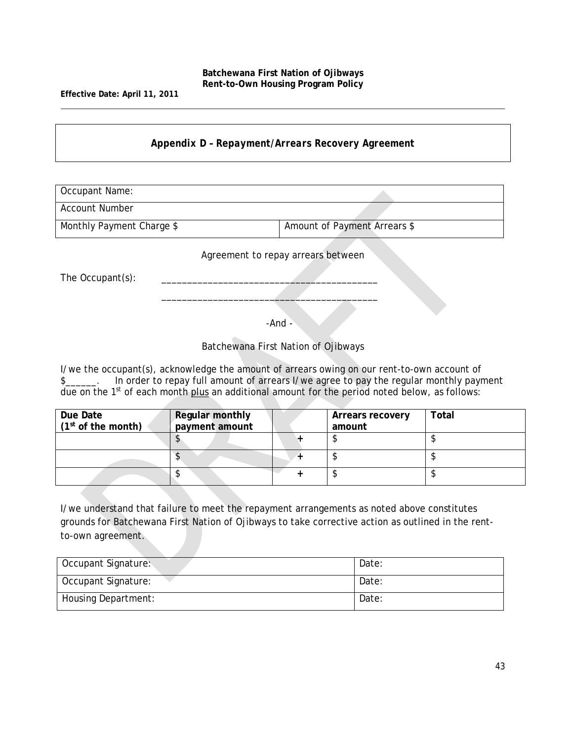## Appendix D – Repayment/Arrears Recovery Agreement

| Occupant Name: | |
|---|---|
| Account Number | |
| Monthly Payment Charge $ | Amount of Payment Arrears $ |

Agreement to repay arrears between

The Occupant(s): ________________________________________

________________________________________

-And -

Batchewana First Nation of Ojibways

I/we the occupant(s), acknowledge the amount of arrears owing on our rent-to-own account of $______. In order to repay full amount of arrears I/we agree to pay the regular monthly payment due on the 1st of each month plus an additional amount for the period noted below, as follows:

| Due Date (1st of the month) | Regular monthly payment amount | | Arrears recovery amount | Total |
|---|---|---|---|---|
| | $ | + | $ | $ |
| | $ | + | $ | $ |
| | $ | + | $ | $ |

I/we understand that failure to meet the repayment arrangements as noted above constitutes grounds for Batchewana First Nation of Ojibways to take corrective action as outlined in the rent-to-own agreement.

| Occupant Signature: | Date: |
|---|---|
| Occupant Signature: | Date: |
| Housing Department: | Date: |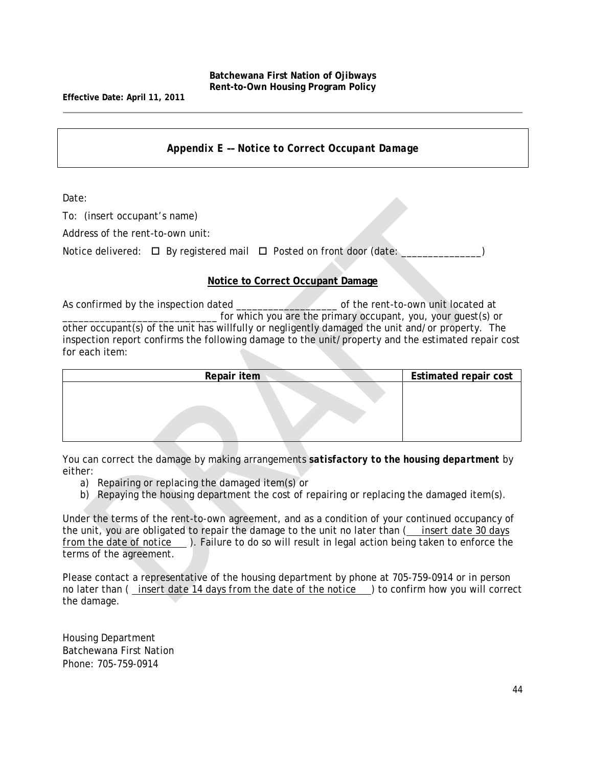## Appendix E –– Notice to Correct Occupant Damage

Date:

To: (insert occupant's name)

Address of the rent-to-own unit:

Notice delivered: ☐ By registered mail ☐ Posted on front door (date: _______________)

**Notice to Correct Occupant Damage**

As confirmed by the inspection dated ___________________ of the rent-to-own unit located at ____________________________ for which you are the primary occupant, you, your guest(s) or other occupant(s) of the unit has willfully or negligently damaged the unit and/or property. The inspection report confirms the following damage to the unit/property and the estimated repair cost for each item:

| Repair item | Estimated repair cost |
|---|---|
| | |

You can correct the damage by making arrangements ***satisfactory to the housing department*** by either:

a) Repairing or replacing the damaged item(s) or
b) Repaying the housing department the cost of repairing or replacing the damaged item(s).

Under the terms of the rent-to-own agreement, and as a condition of your continued occupancy of the unit, you are obligated to repair the damage to the unit no later than ( insert date 30 days from the date of notice ). Failure to do so will result in legal action being taken to enforce the terms of the agreement.

Please contact a representative of the housing department by phone at 705-759-0914 or in person no later than ( insert date 14 days from the date of the notice ) to confirm how you will correct the damage.

Housing Department
Batchewana First Nation
Phone: 705-759-0914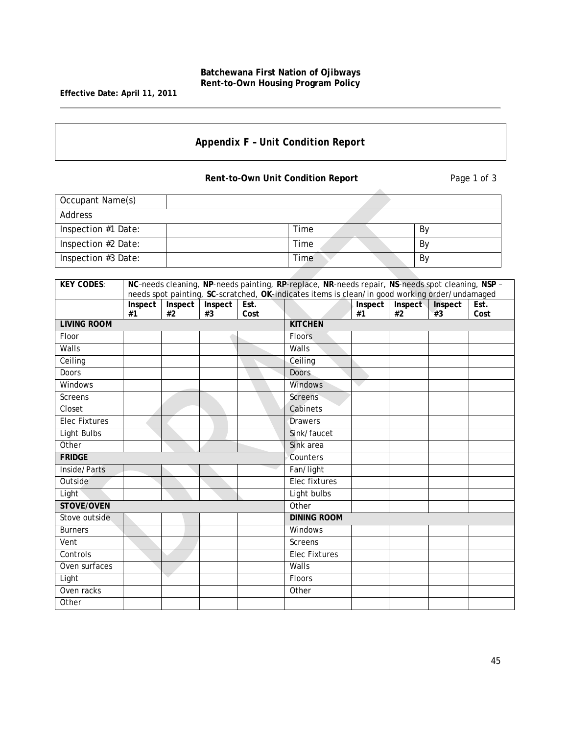# Appendix F – Unit Condition Report

**Rent-to-Own Unit Condition Report** Page 1 of 3

| Occupant Name(s) | | | |
|---|---|---|---|
| Address | | | |
| Inspection #1 Date: | | Time | By |
| Inspection #2 Date: | | Time | By |
| Inspection #3 Date: | | Time | By |

**KEY CODES**: **NC**–needs cleaning, **NP**-needs painting, **RP**-replace, **NR**-needs repair, **NS**-needs spot cleaning, **NSP** – needs spot painting, **SC**-scratched, **OK**-indicates items is clean/in good working order/undamaged

| | Inspect #1 | Inspect #2 | Inspect #3 | Est. Cost | | Inspect #1 | Inspect #2 | Inspect #3 | Est. Cost |
|---|---|---|---|---|---|---|---|---|---|
| **LIVING ROOM** | | | | | **KITCHEN** | | | | |
| Floor | | | | | Floors | | | | |
| Walls | | | | | Walls | | | | |
| Ceiling | | | | | Ceiling | | | | |
| Doors | | | | | Doors | | | | |
| Windows | | | | | Windows | | | | |
| Screens | | | | | Screens | | | | |
| Closet | | | | | Cabinets | | | | |
| Elec Fixtures | | | | | Drawers | | | | |
| Light Bulbs | | | | | Sink/faucet | | | | |
| Other | | | | | Sink area | | | | |
| **FRIDGE** | | | | | Counters | | | | |
| Inside/Parts | | | | | Fan/light | | | | |
| Outside | | | | | Elec fixtures | | | | |
| Light | | | | | Light bulbs | | | | |
| **STOVE/OVEN** | | | | | Other | | | | |
| Stove outside | | | | | **DINING ROOM** | | | | |
| Burners | | | | | Windows | | | | |
| Vent | | | | | Screens | | | | |
| Controls | | | | | Elec Fixtures | | | | |
| Oven surfaces | | | | | Walls | | | | |
| Light | | | | | Floors | | | | |
| Oven racks | | | | | Other | | | | |
| Other | | | | | | | | | |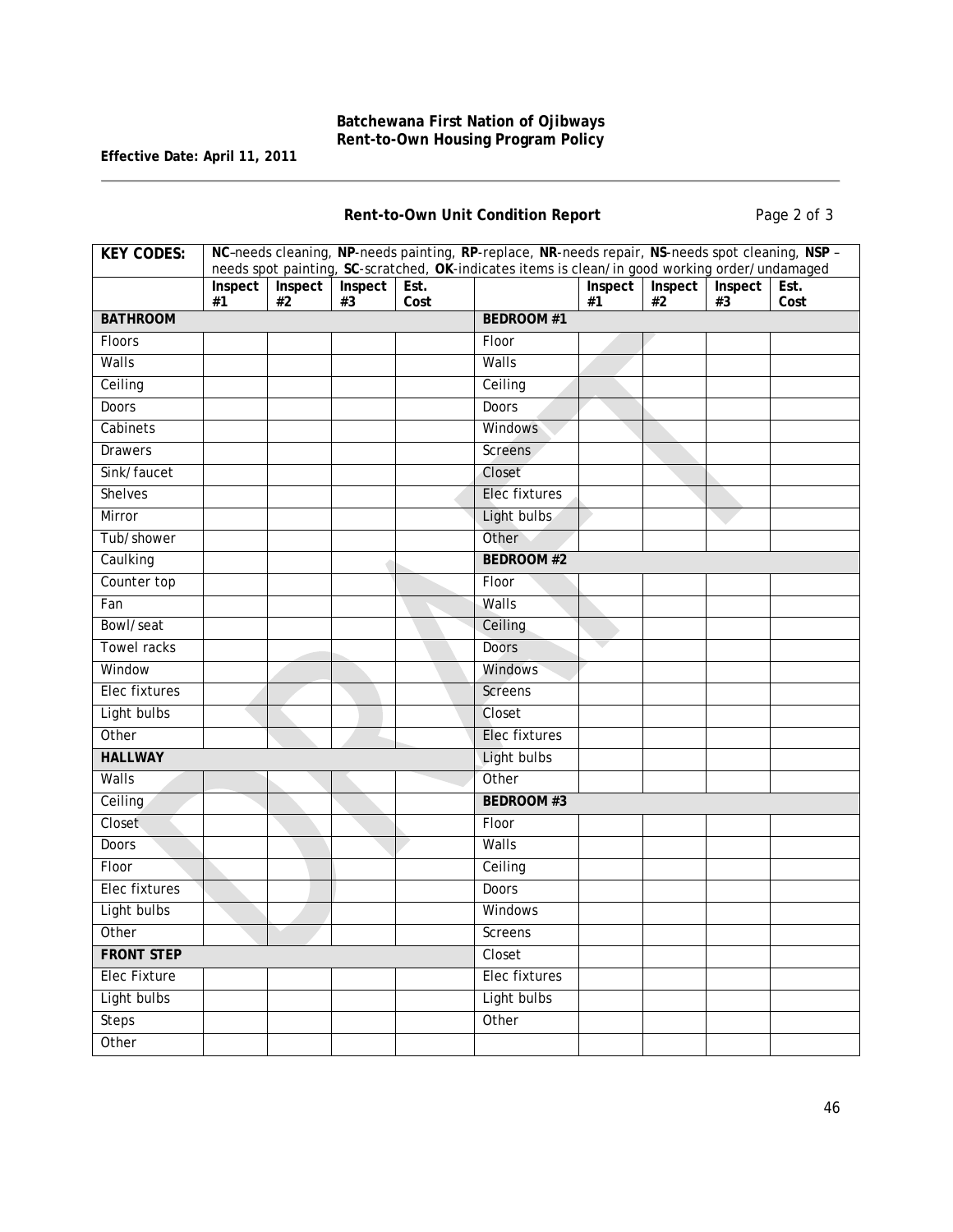**Batchewana First Nation of Ojibways**
**Rent-to-Own Housing Program Policy**

**Effective Date: April 11, 2011**

## Rent-to-Own Unit Condition Report

Page 2 of 3

| KEY CODES: | **NC**–needs cleaning, **NP**-needs painting, **RP**-replace, **NR**-needs repair, **NS**-needs spot cleaning, **NSP** – needs spot painting, **SC**-scratched, **OK**-indicates items is clean/in good working order/undamaged | | | | | | | |
|---|---|---|---|---|---|---|---|---|
| | **Inspect #1** | **Inspect #2** | **Inspect #3** | **Est. Cost** | | **Inspect #1** | **Inspect #2** | **Inspect #3** | **Est. Cost** |
| **BATHROOM** | | | | | **BEDROOM #1** | | | | |
| Floors | | | | | Floor | | | | |
| Walls | | | | | Walls | | | | |
| Ceiling | | | | | Ceiling | | | | |
| Doors | | | | | Doors | | | | |
| Cabinets | | | | | Windows | | | | |
| Drawers | | | | | Screens | | | | |
| Sink/faucet | | | | | Closet | | | | |
| Shelves | | | | | Elec fixtures | | | | |
| Mirror | | | | | Light bulbs | | | | |
| Tub/shower | | | | | Other | | | | |
| Caulking | | | | | **BEDROOM #2** | | | | |
| Counter top | | | | | Floor | | | | |
| Fan | | | | | Walls | | | | |
| Bowl/seat | | | | | Ceiling | | | | |
| Towel racks | | | | | Doors | | | | |
| Window | | | | | Windows | | | | |
| Elec fixtures | | | | | Screens | | | | |
| Light bulbs | | | | | Closet | | | | |
| Other | | | | | Elec fixtures | | | | |
| **HALLWAY** | | | | | Light bulbs | | | | |
| Walls | | | | | Other | | | | |
| Ceiling | | | | | **BEDROOM #3** | | | | |
| Closet | | | | | Floor | | | | |
| Doors | | | | | Walls | | | | |
| Floor | | | | | Ceiling | | | | |
| Elec fixtures | | | | | Doors | | | | |
| Light bulbs | | | | | Windows | | | | |
| Other | | | | | Screens | | | | |
| **FRONT STEP** | | | | | Closet | | | | |
| Elec Fixture | | | | | Elec fixtures | | | | |
| Light bulbs | | | | | Light bulbs | | | | |
| Steps | | | | | Other | | | | |
| Other | | | | | | | | | |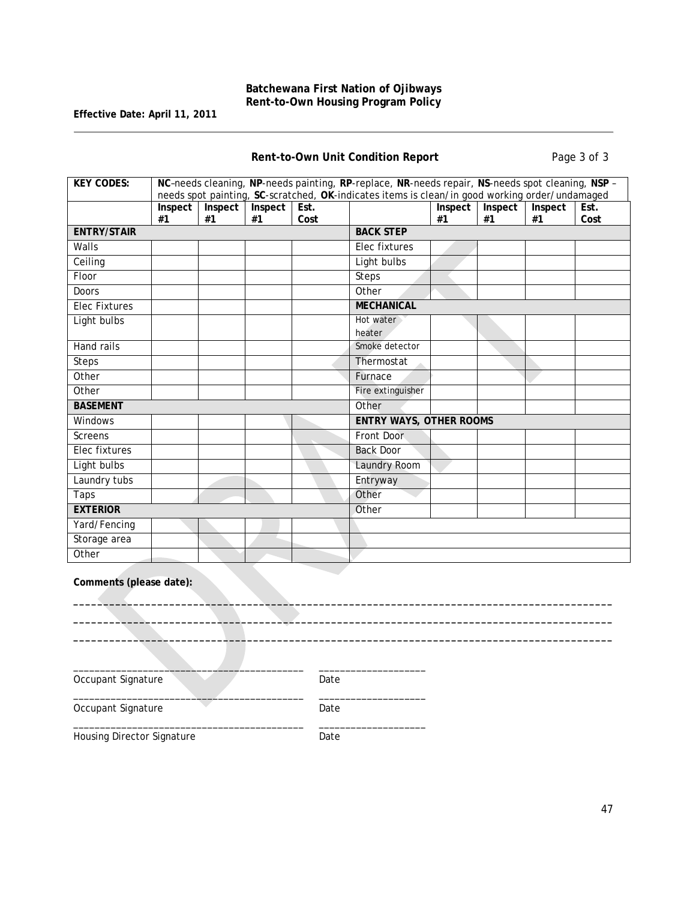## Rent-to-Own Unit Condition Report

| KEY CODES: | NC–needs cleaning, NP-needs painting, RP-replace, NR-needs repair, NS-needs spot cleaning, NSP – needs spot painting, SC-scratched, OK-indicates items is clean/in good working order/undamaged | | | | | | | |
|---|---|---|---|---|---|---|---|---|
| | Inspect #1 | Inspect #1 | Inspect #1 | Est. Cost | | Inspect #1 | Inspect #1 | Inspect #1 | Est. Cost |
| **ENTRY/STAIR** | | | | | **BACK STEP** | | | | |
| Walls | | | | | Elec fixtures | | | | |
| Ceiling | | | | | Light bulbs | | | | |
| Floor | | | | | Steps | | | | |
| Doors | | | | | Other | | | | |
| Elec Fixtures | | | | | **MECHANICAL** | | | | |
| Light bulbs | | | | | Hot water heater | | | | |
| Hand rails | | | | | Smoke detector | | | | |
| Steps | | | | | Thermostat | | | | |
| Other | | | | | Furnace | | | | |
| Other | | | | | Fire extinguisher | | | | |
| **BASEMENT** | | | | | Other | | | | |
| Windows | | | | | **ENTRY WAYS, OTHER ROOMS** | | | | |
| Screens | | | | | Front Door | | | | |
| Elec fixtures | | | | | Back Door | | | | |
| Light bulbs | | | | | Laundry Room | | | | |
| Laundry tubs | | | | | Entryway | | | | |
| Taps | | | | | Other | | | | |
| **EXTERIOR** | | | | | Other | | | | |
| Yard/Fencing | | | | | | | | | |
| Storage area | | | | | | | | | |
| Other | | | | | | | | | |

**Comments (please date):**

___________________________________________________________________________________________

___________________________________________________________________________________________

___________________________________________________________________________________________

___________________________________________ ____________________
Occupant Signature Date

___________________________________________ ____________________
Occupant Signature Date

___________________________________________ ____________________
Housing Director Signature Date